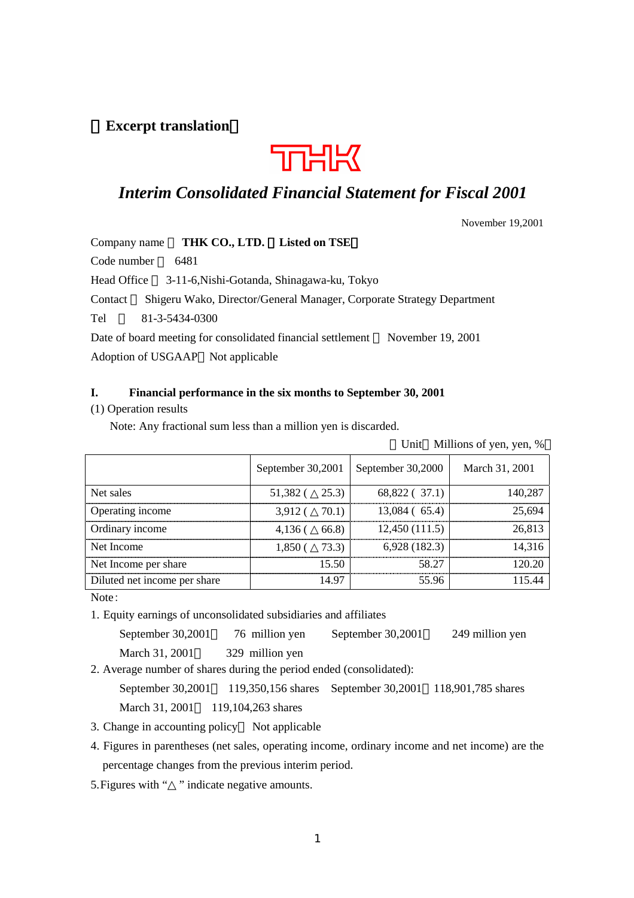【Excerpt translation】

THK

# *Interim Consolidated Financial Statement for Fiscal 2001*

November 19,2001

Company name ： **THK CO., LTD.** （**Listed on TSE**）

Code number ： 6481

Head Office ： 3-11-6,Nishi-Gotanda, Shinagawa-ku, Tokyo

Contact ： Shigeru Wako, Director/General Manager, Corporate Strategy Department

Tel ： 81-3-5434-0300

Date of board meeting for consolidated financial settlement ： November 19, 2001

Adoption of USGAAP： Not applicable

## I. Financial performance in the six months to September 30, 2001

(1) Operation results

Note: Any fractional sum less than a million yen is discarded.

（Unit：Millions of yen, yen, %）

| | September 30,2001 | September 30,2000 | March 31, 2001 |
|---|---|---|---|
| Net sales | 51,382 ( △ 25.3) | 68,822 ( 37.1) | 140,287 |
| Operating income | 3,912 ( △ 70.1) | 13,084 ( 65.4) | 25,694 |
| Ordinary income | 4,136 ( △ 66.8) | 12,450 (111.5) | 26,813 |
| Net Income | 1,850 ( △ 73.3) | 6,928 (182.3) | 14,316 |
| Net Income per share | 15.50 | 58.27 | 120.20 |
| Diluted net income per share | 14.97 | 55.96 | 115.44 |

Note:

1. Equity earnings of unconsolidated subsidiaries and affiliates

   September 30,2001： 76 million yen  September 30,2001： 249 million yen

   March 31, 2001： 329 million yen

2. Average number of shares during the period ended (consolidated):

   September 30,2001： 119,350,156 shares  September 30,2001： 118,901,785 shares

   March 31, 2001： 119,104,263 shares

3. Change in accounting policy： Not applicable

4. Figures in parentheses (net sales, operating income, ordinary income and net income) are the percentage changes from the previous interim period.

5. Figures with "△ " indicate negative amounts.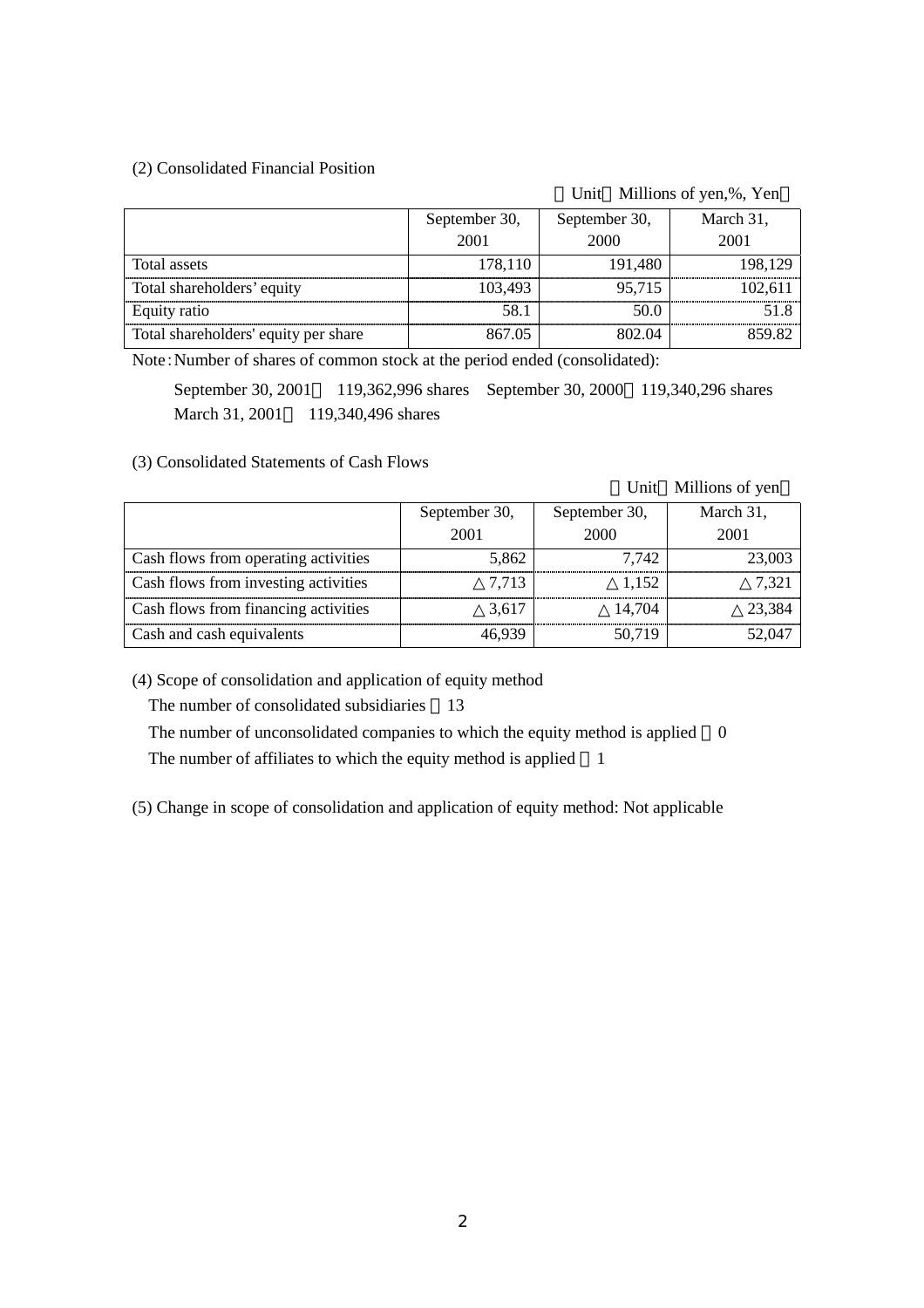(2) Consolidated Financial Position

（Unit：Millions of yen,%, Yen）

| | September 30, 2001 | September 30, 2000 | March 31, 2001 |
|---|---|---|---|
| Total assets | 178,110 | 191,480 | 198,129 |
| Total shareholders’ equity | 103,493 | 95,715 | 102,611 |
| Equity ratio | 58.1 | 50.0 | 51.8 |
| Total shareholders' equity per share | 867.05 | 802.04 | 859.82 |

Note：Number of shares of common stock at the period ended (consolidated):

September 30, 2001： 119,362,996 shares　September 30, 2000：119,340,296 shares
March 31, 2001： 119,340,496 shares

(3) Consolidated Statements of Cash Flows

（Unit：Millions of yen）

| | September 30, 2001 | September 30, 2000 | March 31, 2001 |
|---|---|---|---|
| Cash flows from operating activities | 5,862 | 7,742 | 23,003 |
| Cash flows from investing activities | △7,713 | △1,152 | △7,321 |
| Cash flows from financing activities | △3,617 | △14,704 | △23,384 |
| Cash and cash equivalents | 46,939 | 50,719 | 52,047 |

(4) Scope of consolidation and application of equity method

The number of consolidated subsidiaries ：13

The number of unconsolidated companies to which the equity method is applied ：0

The number of affiliates to which the equity method is applied ：1

(5) Change in scope of consolidation and application of equity method: Not applicable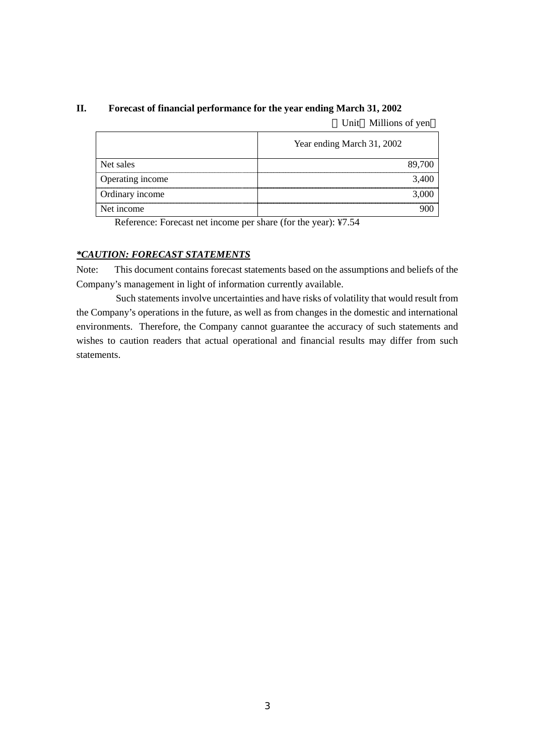## II. Forecast of financial performance for the year ending March 31, 2002

（Unit：Millions of yen）

| | Year ending March 31, 2002 |
|---|---:|
| Net sales | 89,700 |
| Operating income | 3,400 |
| Ordinary income | 3,000 |
| Net income | 900 |

Reference: Forecast net income per share (for the year): ¥7.54

***\*CAUTION: FORECAST STATEMENTS***

Note: This document contains forecast statements based on the assumptions and beliefs of the Company's management in light of information currently available.

Such statements involve uncertainties and have risks of volatility that would result from the Company's operations in the future, as well as from changes in the domestic and international environments. Therefore, the Company cannot guarantee the accuracy of such statements and wishes to caution readers that actual operational and financial results may differ from such statements.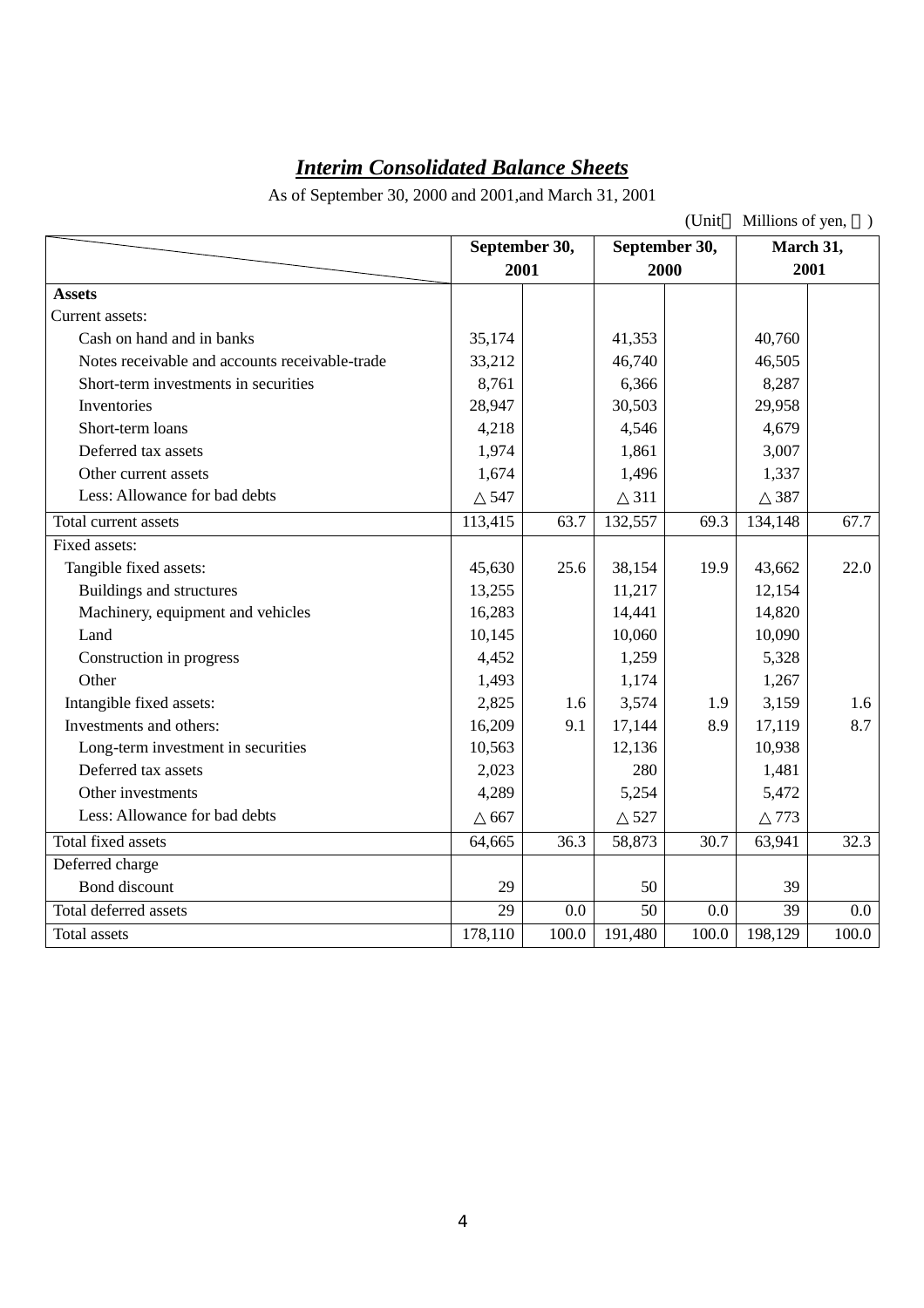## ***Interim Consolidated Balance Sheets***

As of September 30, 2000 and 2001,and March 31, 2001

(Unit： Millions of yen, ％)

| | September 30, 2001 | | September 30, 2000 | | March 31, 2001 | |
|---|---|---|---|---|---|---|
| **Assets** | | | | | | |
| Current assets: | | | | | | |
| Cash on hand and in banks | 35,174 | | 41,353 | | 40,760 | |
| Notes receivable and accounts receivable-trade | 33,212 | | 46,740 | | 46,505 | |
| Short-term investments in securities | 8,761 | | 6,366 | | 8,287 | |
| Inventories | 28,947 | | 30,503 | | 29,958 | |
| Short-term loans | 4,218 | | 4,546 | | 4,679 | |
| Deferred tax assets | 1,974 | | 1,861 | | 3,007 | |
| Other current assets | 1,674 | | 1,496 | | 1,337 | |
| Less: Allowance for bad debts | △547 | | △311 | | △387 | |
| Total current assets | 113,415 | 63.7 | 132,557 | 69.3 | 134,148 | 67.7 |
| Fixed assets: | | | | | | |
| Tangible fixed assets: | 45,630 | 25.6 | 38,154 | 19.9 | 43,662 | 22.0 |
| Buildings and structures | 13,255 | | 11,217 | | 12,154 | |
| Machinery, equipment and vehicles | 16,283 | | 14,441 | | 14,820 | |
| Land | 10,145 | | 10,060 | | 10,090 | |
| Construction in progress | 4,452 | | 1,259 | | 5,328 | |
| Other | 1,493 | | 1,174 | | 1,267 | |
| Intangible fixed assets: | 2,825 | 1.6 | 3,574 | 1.9 | 3,159 | 1.6 |
| Investments and others: | 16,209 | 9.1 | 17,144 | 8.9 | 17,119 | 8.7 |
| Long-term investment in securities | 10,563 | | 12,136 | | 10,938 | |
| Deferred tax assets | 2,023 | | 280 | | 1,481 | |
| Other investments | 4,289 | | 5,254 | | 5,472 | |
| Less: Allowance for bad debts | △667 | | △527 | | △773 | |
| Total fixed assets | 64,665 | 36.3 | 58,873 | 30.7 | 63,941 | 32.3 |
| Deferred charge | | | | | | |
| Bond discount | 29 | | 50 | | 39 | |
| Total deferred assets | 29 | 0.0 | 50 | 0.0 | 39 | 0.0 |
| Total assets | 178,110 | 100.0 | 191,480 | 100.0 | 198,129 | 100.0 |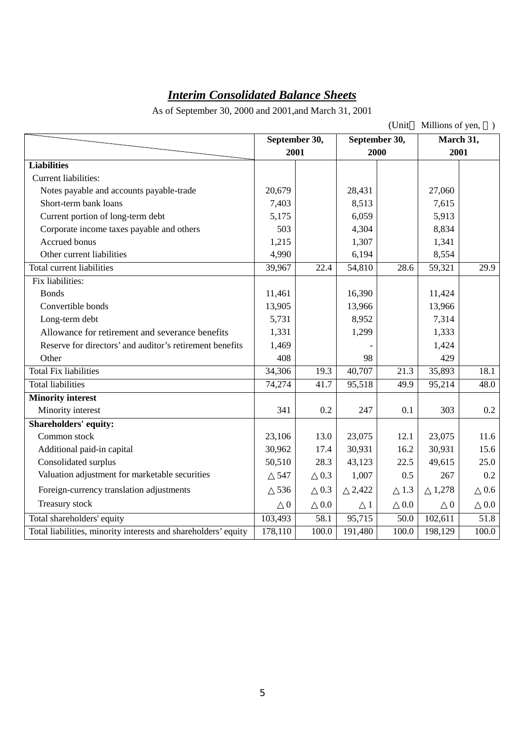## *Interim Consolidated Balance Sheets*

As of September 30, 2000 and 2001,and March 31, 2001

(Unit Millions of yen, )

| | September 30, 2001 | | September 30, 2000 | | March 31, 2001 | |
|---|---|---|---|---|---|---|
| **Liabilities** | | | | | | |
| Current liabilities: | | | | | | |
| Notes payable and accounts payable-trade | 20,679 | | 28,431 | | 27,060 | |
| Short-term bank loans | 7,403 | | 8,513 | | 7,615 | |
| Current portion of long-term debt | 5,175 | | 6,059 | | 5,913 | |
| Corporate income taxes payable and others | 503 | | 4,304 | | 8,834 | |
| Accrued bonus | 1,215 | | 1,307 | | 1,341 | |
| Other current liabilities | 4,990 | | 6,194 | | 8,554 | |
| Total current liabilities | 39,967 | 22.4 | 54,810 | 28.6 | 59,321 | 29.9 |
| Fix liabilities: | | | | | | |
| Bonds | 11,461 | | 16,390 | | 11,424 | |
| Convertible bonds | 13,905 | | 13,966 | | 13,966 | |
| Long-term debt | 5,731 | | 8,952 | | 7,314 | |
| Allowance for retirement and severance benefits | 1,331 | | 1,299 | | 1,333 | |
| Reserve for directors' and auditor's retirement benefits | 1,469 | | - | | 1,424 | |
| Other | 408 | | 98 | | 429 | |
| Total Fix liabilities | 34,306 | 19.3 | 40,707 | 21.3 | 35,893 | 18.1 |
| Total liabilities | 74,274 | 41.7 | 95,518 | 49.9 | 95,214 | 48.0 |
| **Minority interest** | | | | | | |
| Minority interest | 341 | 0.2 | 247 | 0.1 | 303 | 0.2 |
| **Shareholders' equity:** | | | | | | |
| Common stock | 23,106 | 13.0 | 23,075 | 12.1 | 23,075 | 11.6 |
| Additional paid-in capital | 30,962 | 17.4 | 30,931 | 16.2 | 30,931 | 15.6 |
| Consolidated surplus | 50,510 | 28.3 | 43,123 | 22.5 | 49,615 | 25.0 |
| Valuation adjustment for marketable securities | △547 | △0.3 | 1,007 | 0.5 | 267 | 0.2 |
| Foreign-currency translation adjustments | △536 | △0.3 | △2,422 | △1.3 | △1,278 | △0.6 |
| Treasury stock | △0 | △0.0 | △1 | △0.0 | △0 | △0.0 |
| Total shareholders' equity | 103,493 | 58.1 | 95,715 | 50.0 | 102,611 | 51.8 |
| Total liabilities, minority interests and shareholders' equity | 178,110 | 100.0 | 191,480 | 100.0 | 198,129 | 100.0 |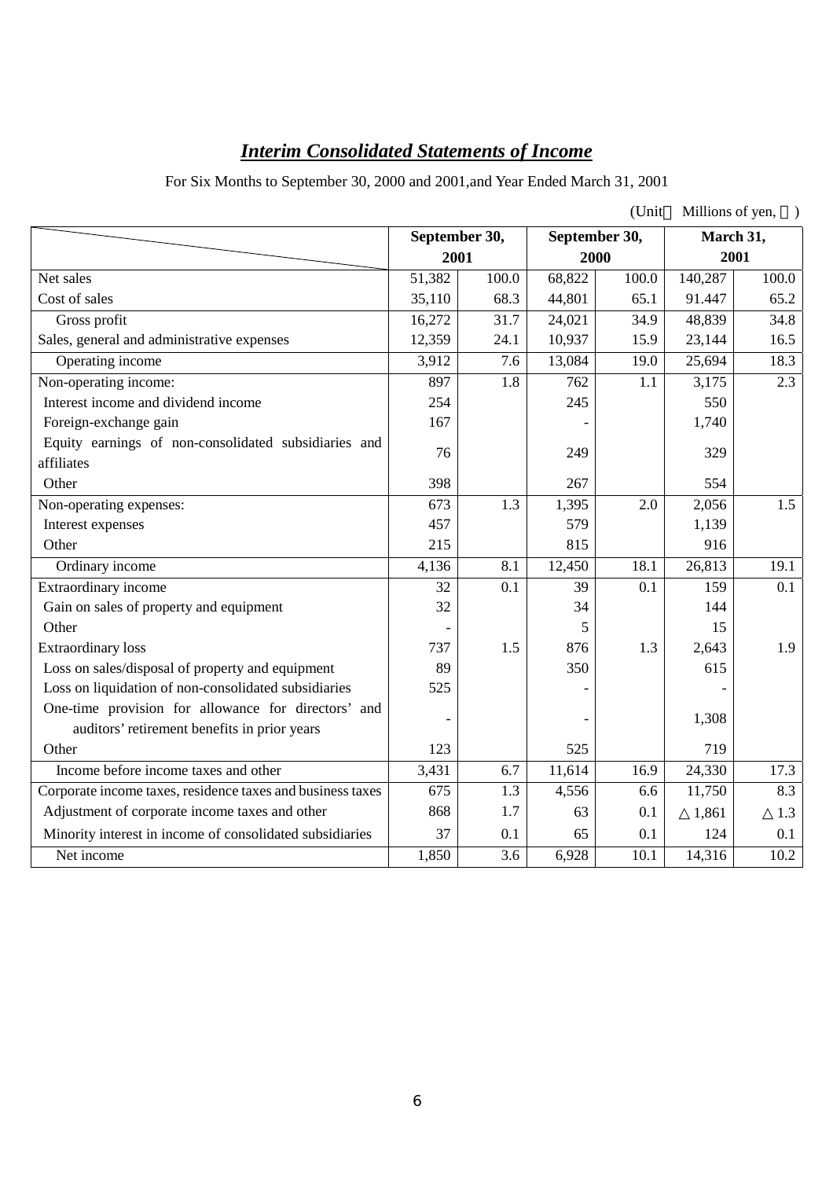# *Interim Consolidated Statements of Income*

For Six Months to September 30, 2000 and 2001,and Year Ended March 31, 2001

(Unit Millions of yen, )

| | September 30, 2001 | | September 30, 2000 | | March 31, 2001 | |
|---|---|---|---|---|---|---|
| Net sales | 51,382 | 100.0 | 68,822 | 100.0 | 140,287 | 100.0 |
| Cost of sales | 35,110 | 68.3 | 44,801 | 65.1 | 91.447 | 65.2 |
| Gross profit | 16,272 | 31.7 | 24,021 | 34.9 | 48,839 | 34.8 |
| Sales, general and administrative expenses | 12,359 | 24.1 | 10,937 | 15.9 | 23,144 | 16.5 |
| Operating income | 3,912 | 7.6 | 13,084 | 19.0 | 25,694 | 18.3 |
| Non-operating income: | 897 | 1.8 | 762 | 1.1 | 3,175 | 2.3 |
| Interest income and dividend income | 254 | | 245 | | 550 | |
| Foreign-exchange gain | 167 | | - | | 1,740 | |
| Equity earnings of non-consolidated subsidiaries and affiliates | 76 | | 249 | | 329 | |
| Other | 398 | | 267 | | 554 | |
| Non-operating expenses: | 673 | 1.3 | 1,395 | 2.0 | 2,056 | 1.5 |
| Interest expenses | 457 | | 579 | | 1,139 | |
| Other | 215 | | 815 | | 916 | |
| Ordinary income | 4,136 | 8.1 | 12,450 | 18.1 | 26,813 | 19.1 |
| Extraordinary income | 32 | 0.1 | 39 | 0.1 | 159 | 0.1 |
| Gain on sales of property and equipment | 32 | | 34 | | 144 | |
| Other | - | | 5 | | 15 | |
| Extraordinary loss | 737 | 1.5 | 876 | 1.3 | 2,643 | 1.9 |
| Loss on sales/disposal of property and equipment | 89 | | 350 | | 615 | |
| Loss on liquidation of non-consolidated subsidiaries | 525 | | - | | - | |
| One-time provision for allowance for directors' and auditors' retirement benefits in prior years | - | | - | | 1,308 | |
| Other | 123 | | 525 | | 719 | |
| Income before income taxes and other | 3,431 | 6.7 | 11,614 | 16.9 | 24,330 | 17.3 |
| Corporate income taxes, residence taxes and business taxes | 675 | 1.3 | 4,556 | 6.6 | 11,750 | 8.3 |
| Adjustment of corporate income taxes and other | 868 | 1.7 | 63 | 0.1 | △1,861 | △1.3 |
| Minority interest in income of consolidated subsidiaries | 37 | 0.1 | 65 | 0.1 | 124 | 0.1 |
| Net income | 1,850 | 3.6 | 6,928 | 10.1 | 14,316 | 10.2 |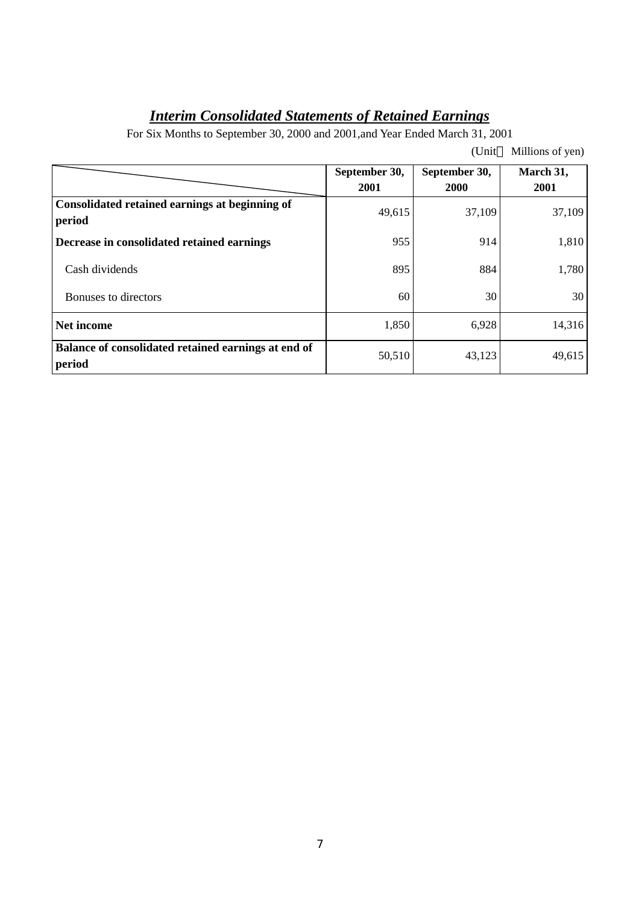## *Interim Consolidated Statements of Retained Earnings*

For Six Months to September 30, 2000 and 2001,and Year Ended March 31, 2001

(Unit： Millions of yen)

| | September 30, 2001 | September 30, 2000 | March 31, 2001 |
|---|---|---|---|
| **Consolidated retained earnings at beginning of period** | 49,615 | 37,109 | 37,109 |
| **Decrease in consolidated retained earnings** | 955 | 914 | 1,810 |
| Cash dividends | 895 | 884 | 1,780 |
| Bonuses to directors | 60 | 30 | 30 |
| **Net income** | 1,850 | 6,928 | 14,316 |
| **Balance of consolidated retained earnings at end of period** | 50,510 | 43,123 | 49,615 |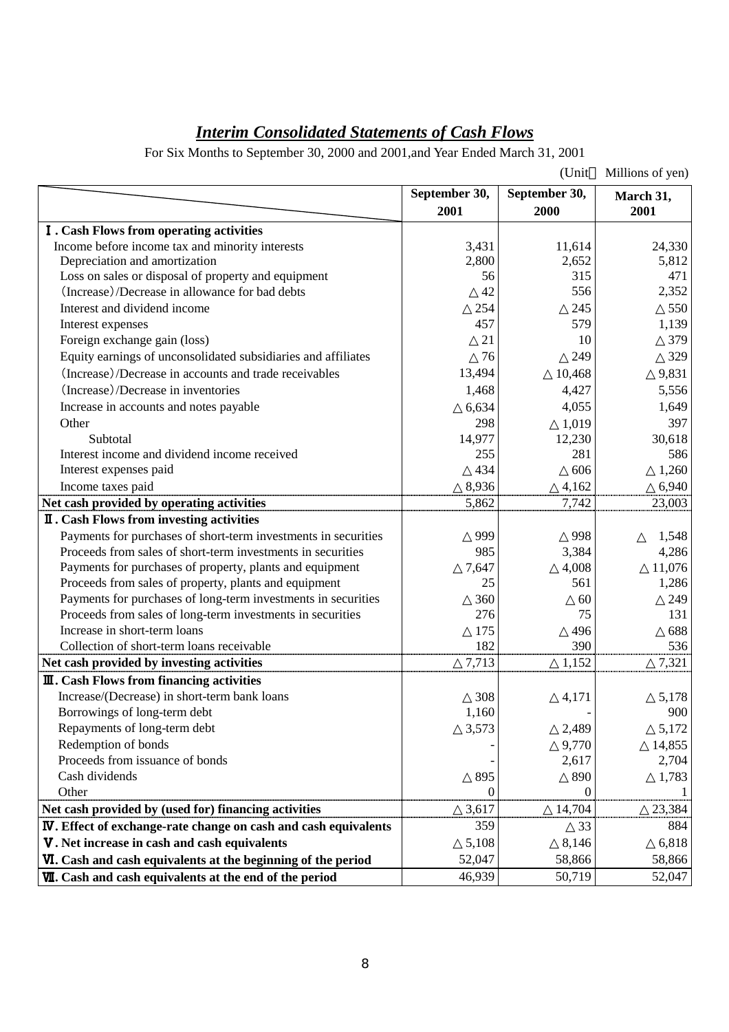## *Interim Consolidated Statements of Cash Flows*

For Six Months to September 30, 2000 and 2001,and Year Ended March 31, 2001

(Unit： Millions of yen)

| | September 30, 2001 | September 30, 2000 | March 31, 2001 |
|---|---|---|---|
| **Ⅰ. Cash Flows from operating activities** | | | |
| Income before income tax and minority interests | 3,431 | 11,614 | 24,330 |
| Depreciation and amortization | 2,800 | 2,652 | 5,812 |
| Loss on sales or disposal of property and equipment | 56 | 315 | 471 |
| (Increase)/Decrease in allowance for bad debts | △ 42 | 556 | 2,352 |
| Interest and dividend income | △ 254 | △ 245 | △ 550 |
| Interest expenses | 457 | 579 | 1,139 |
| Foreign exchange gain (loss) | △ 21 | 10 | △ 379 |
| Equity earnings of unconsolidated subsidiaries and affiliates | △ 76 | △ 249 | △ 329 |
| (Increase)/Decrease in accounts and trade receivables | 13,494 | △ 10,468 | △ 9,831 |
| (Increase)/Decrease in inventories | 1,468 | 4,427 | 5,556 |
| Increase in accounts and notes payable | △ 6,634 | 4,055 | 1,649 |
| Other | 298 | △ 1,019 | 397 |
| Subtotal | 14,977 | 12,230 | 30,618 |
| Interest income and dividend income received | 255 | 281 | 586 |
| Interest expenses paid | △ 434 | △ 606 | △ 1,260 |
| Income taxes paid | △ 8,936 | △ 4,162 | △ 6,940 |
| **Net cash provided by operating activities** | 5,862 | 7,742 | 23,003 |
| **Ⅱ. Cash Flows from investing activities** | | | |
| Payments for purchases of short-term investments in securities | △ 999 | △ 998 | △ 1,548 |
| Proceeds from sales of short-term investments in securities | 985 | 3,384 | 4,286 |
| Payments for purchases of property, plants and equipment | △ 7,647 | △ 4,008 | △ 11,076 |
| Proceeds from sales of property, plants and equipment | 25 | 561 | 1,286 |
| Payments for purchases of long-term investments in securities | △ 360 | △ 60 | △ 249 |
| Proceeds from sales of long-term investments in securities | 276 | 75 | 131 |
| Increase in short-term loans | △ 175 | △ 496 | △ 688 |
| Collection of short-term loans receivable | 182 | 390 | 536 |
| **Net cash provided by investing activities** | △ 7,713 | △ 1,152 | △ 7,321 |
| **Ⅲ. Cash Flows from financing activities** | | | |
| Increase/(Decrease) in short-term bank loans | △ 308 | △ 4,171 | △ 5,178 |
| Borrowings of long-term debt | 1,160 | - | 900 |
| Repayments of long-term debt | △ 3,573 | △ 2,489 | △ 5,172 |
| Redemption of bonds | - | △ 9,770 | △ 14,855 |
| Proceeds from issuance of bonds | - | 2,617 | 2,704 |
| Cash dividends | △ 895 | △ 890 | △ 1,783 |
| Other | 0 | 0 | 1 |
| **Net cash provided by (used for) financing activities** | △ 3,617 | △ 14,704 | △ 23,384 |
| **Ⅳ. Effect of exchange-rate change on cash and cash equivalents** | 359 | △ 33 | 884 |
| **Ⅴ. Net increase in cash and cash equivalents** | △ 5,108 | △ 8,146 | △ 6,818 |
| **Ⅵ. Cash and cash equivalents at the beginning of the period** | 52,047 | 58,866 | 58,866 |
| **Ⅶ. Cash and cash equivalents at the end of the period** | 46,939 | 50,719 | 52,047 |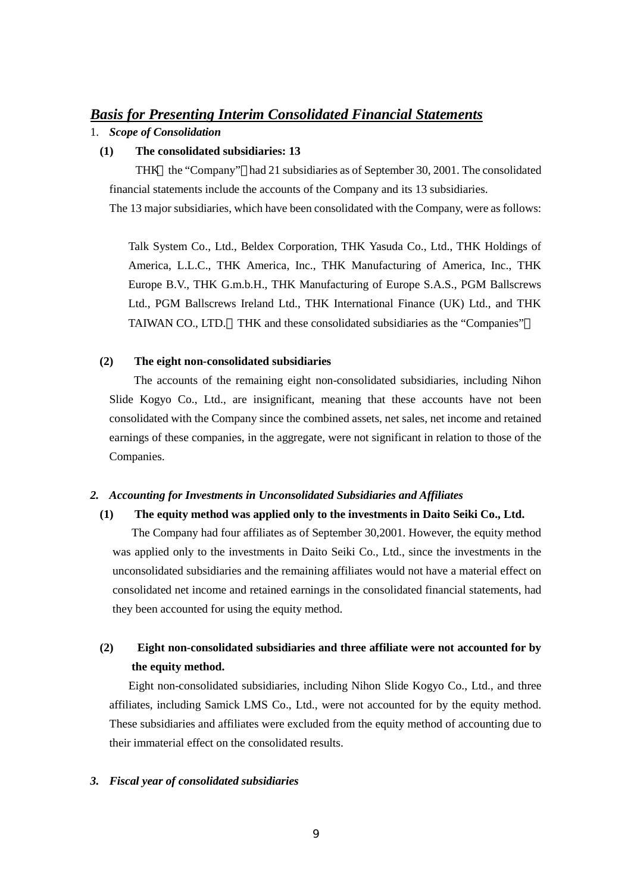## ***Basis for Presenting Interim Consolidated Financial Statements***

1. ***Scope of Consolidation***

**(1) The consolidated subsidiaries: 13**

THK（the "Company"）had 21 subsidiaries as of September 30, 2001. The consolidated financial statements include the accounts of the Company and its 13 subsidiaries.

The 13 major subsidiaries, which have been consolidated with the Company, were as follows:

Talk System Co., Ltd., Beldex Corporation, THK Yasuda Co., Ltd., THK Holdings of America, L.L.C., THK America, Inc., THK Manufacturing of America, Inc., THK Europe B.V., THK G.m.b.H., THK Manufacturing of Europe S.A.S., PGM Ballscrews Ltd., PGM Ballscrews Ireland Ltd., THK International Finance (UK) Ltd., and THK TAIWAN CO., LTD.（THK and these consolidated subsidiaries as the "Companies"）

**(2) The eight non-consolidated subsidiaries**

The accounts of the remaining eight non-consolidated subsidiaries, including Nihon Slide Kogyo Co., Ltd., are insignificant, meaning that these accounts have not been consolidated with the Company since the combined assets, net sales, net income and retained earnings of these companies, in the aggregate, were not significant in relation to those of the Companies.

2. ***Accounting for Investments in Unconsolidated Subsidiaries and Affiliates***

**(1) The equity method was applied only to the investments in Daito Seiki Co., Ltd.**

The Company had four affiliates as of September 30,2001. However, the equity method was applied only to the investments in Daito Seiki Co., Ltd., since the investments in the unconsolidated subsidiaries and the remaining affiliates would not have a material effect on consolidated net income and retained earnings in the consolidated financial statements, had they been accounted for using the equity method.

**(2) Eight non-consolidated subsidiaries and three affiliate were not accounted for by the equity method.**

Eight non-consolidated subsidiaries, including Nihon Slide Kogyo Co., Ltd., and three affiliates, including Samick LMS Co., Ltd., were not accounted for by the equity method. These subsidiaries and affiliates were excluded from the equity method of accounting due to their immaterial effect on the consolidated results.

3. ***Fiscal year of consolidated subsidiaries***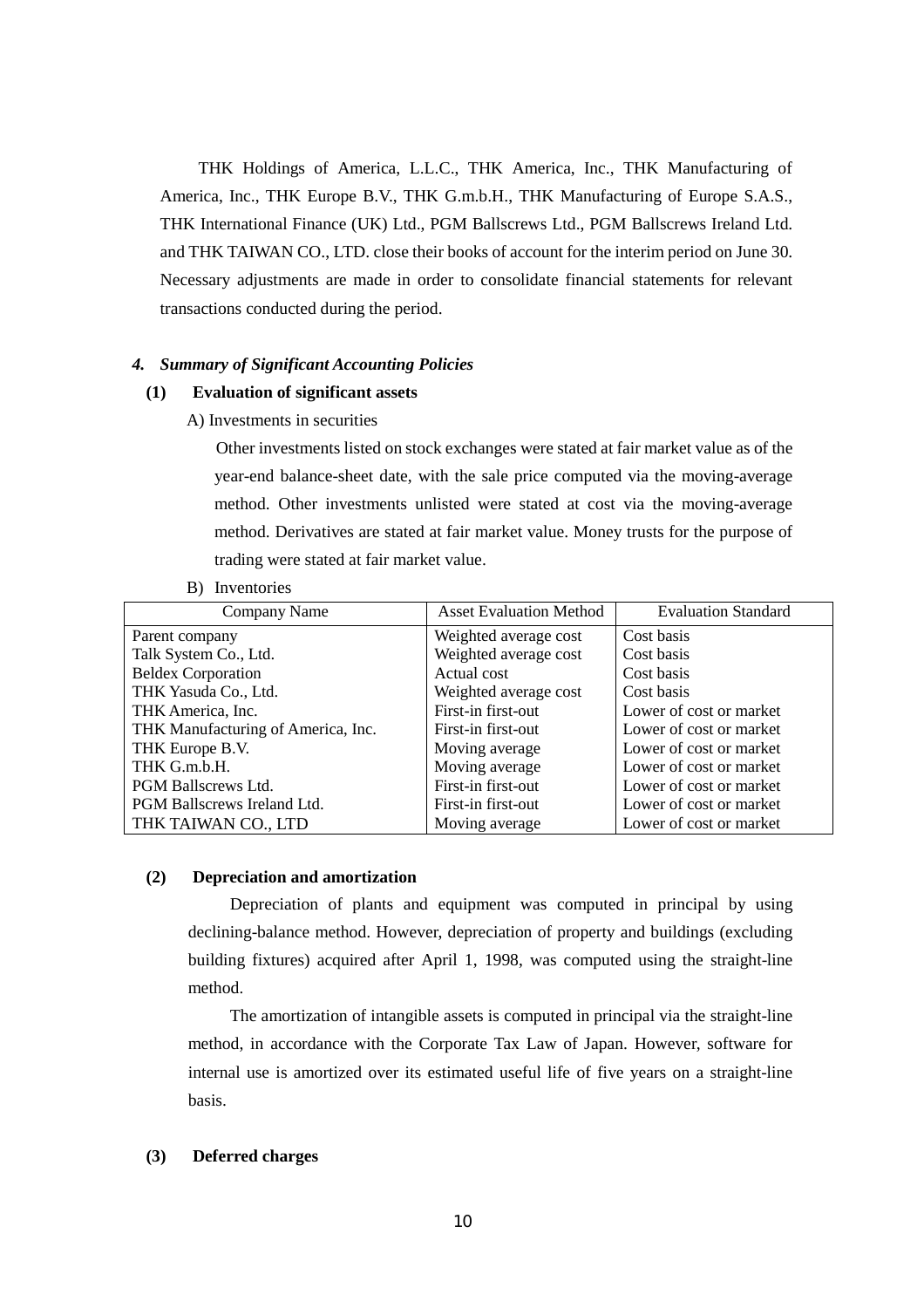THK Holdings of America, L.L.C., THK America, Inc., THK Manufacturing of America, Inc., THK Europe B.V., THK G.m.b.H., THK Manufacturing of Europe S.A.S., THK International Finance (UK) Ltd., PGM Ballscrews Ltd., PGM Ballscrews Ireland Ltd. and THK TAIWAN CO., LTD. close their books of account for the interim period on June 30. Necessary adjustments are made in order to consolidate financial statements for relevant transactions conducted during the period.

#### *4. Summary of Significant Accounting Policies*

**(1) Evaluation of significant assets**

A) Investments in securities

Other investments listed on stock exchanges were stated at fair market value as of the year-end balance-sheet date, with the sale price computed via the moving-average method. Other investments unlisted were stated at cost via the moving-average method. Derivatives are stated at fair market value. Money trusts for the purpose of trading were stated at fair market value.

B) Inventories

| Company Name | Asset Evaluation Method | Evaluation Standard |
|---|---|---|
| Parent company | Weighted average cost | Cost basis |
| Talk System Co., Ltd. | Weighted average cost | Cost basis |
| Beldex Corporation | Actual cost | Cost basis |
| THK Yasuda Co., Ltd. | Weighted average cost | Cost basis |
| THK America, Inc. | First-in first-out | Lower of cost or market |
| THK Manufacturing of America, Inc. | First-in first-out | Lower of cost or market |
| THK Europe B.V. | Moving average | Lower of cost or market |
| THK G.m.b.H. | Moving average | Lower of cost or market |
| PGM Ballscrews Ltd. | First-in first-out | Lower of cost or market |
| PGM Ballscrews Ireland Ltd. | First-in first-out | Lower of cost or market |
| THK TAIWAN CO., LTD | Moving average | Lower of cost or market |

**(2) Depreciation and amortization**

Depreciation of plants and equipment was computed in principal by using declining-balance method. However, depreciation of property and buildings (excluding building fixtures) acquired after April 1, 1998, was computed using the straight-line method.

The amortization of intangible assets is computed in principal via the straight-line method, in accordance with the Corporate Tax Law of Japan. However, software for internal use is amortized over its estimated useful life of five years on a straight-line basis.

**(3) Deferred charges**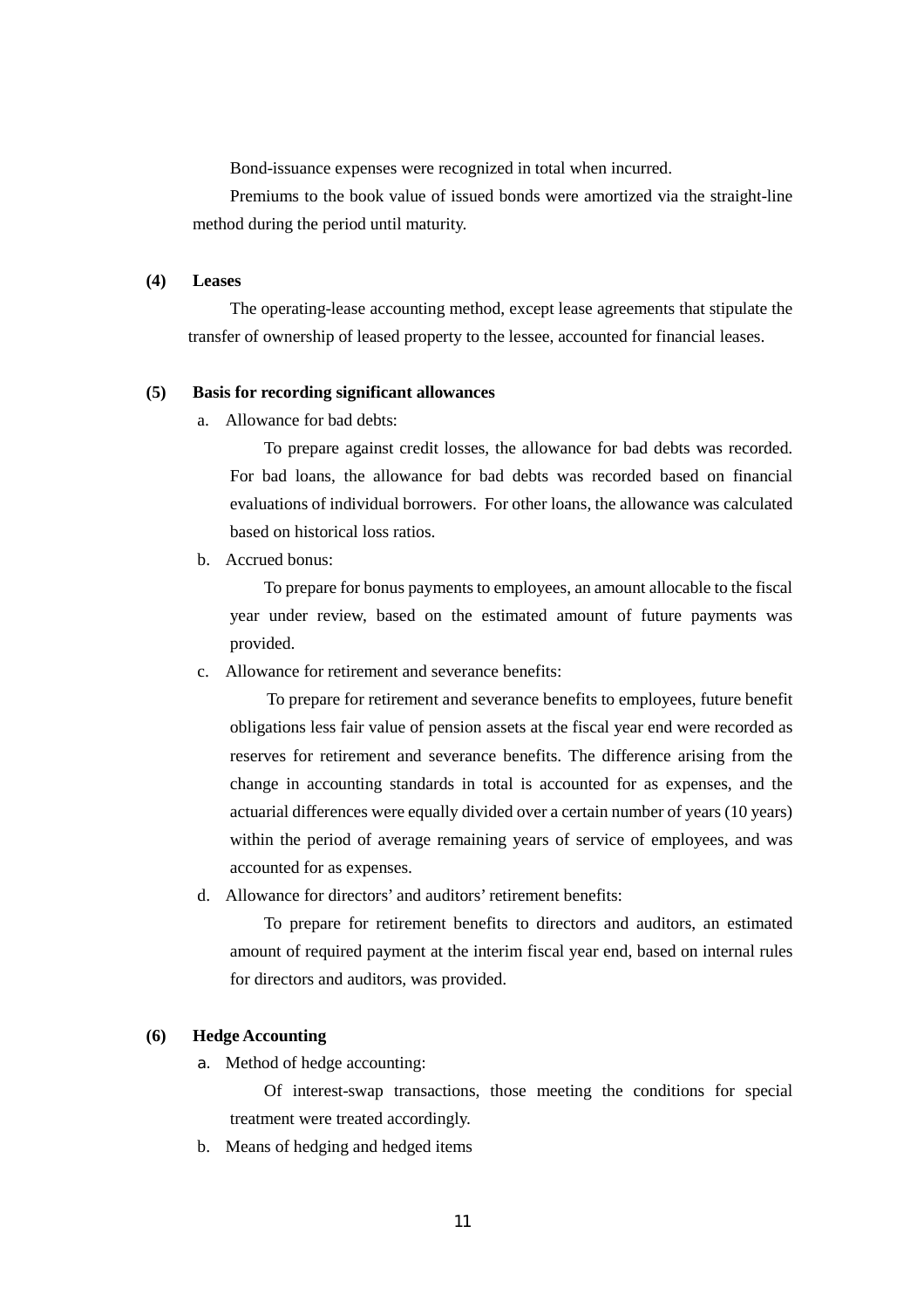Bond-issuance expenses were recognized in total when incurred.

Premiums to the book value of issued bonds were amortized via the straight-line method during the period until maturity.

**(4) Leases**

The operating-lease accounting method, except lease agreements that stipulate the transfer of ownership of leased property to the lessee, accounted for financial leases.

**(5) Basis for recording significant allowances**

a. Allowance for bad debts:

To prepare against credit losses, the allowance for bad debts was recorded. For bad loans, the allowance for bad debts was recorded based on financial evaluations of individual borrowers. For other loans, the allowance was calculated based on historical loss ratios.

b. Accrued bonus:

To prepare for bonus payments to employees, an amount allocable to the fiscal year under review, based on the estimated amount of future payments was provided.

c. Allowance for retirement and severance benefits:

To prepare for retirement and severance benefits to employees, future benefit obligations less fair value of pension assets at the fiscal year end were recorded as reserves for retirement and severance benefits. The difference arising from the change in accounting standards in total is accounted for as expenses, and the actuarial differences were equally divided over a certain number of years (10 years) within the period of average remaining years of service of employees, and was accounted for as expenses.

d. Allowance for directors' and auditors' retirement benefits:

To prepare for retirement benefits to directors and auditors, an estimated amount of required payment at the interim fiscal year end, based on internal rules for directors and auditors, was provided.

**(6) Hedge Accounting**

a. Method of hedge accounting:

Of interest-swap transactions, those meeting the conditions for special treatment were treated accordingly.

b. Means of hedging and hedged items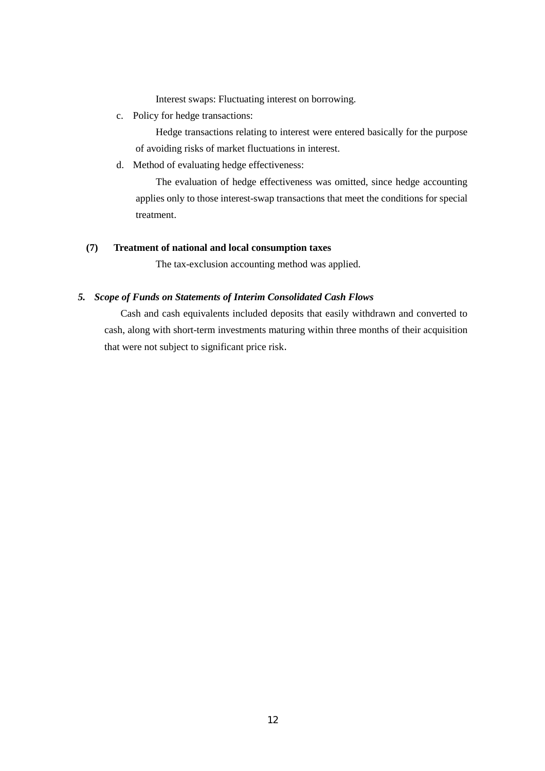Interest swaps: Fluctuating interest on borrowing.

c. Policy for hedge transactions:

Hedge transactions relating to interest were entered basically for the purpose of avoiding risks of market fluctuations in interest.

d. Method of evaluating hedge effectiveness:

The evaluation of hedge effectiveness was omitted, since hedge accounting applies only to those interest-swap transactions that meet the conditions for special treatment.

**(7) Treatment of national and local consumption taxes**

The tax-exclusion accounting method was applied.

### *5. Scope of Funds on Statements of Interim Consolidated Cash Flows*

Cash and cash equivalents included deposits that easily withdrawn and converted to cash, along with short-term investments maturing within three months of their acquisition that were not subject to significant price risk.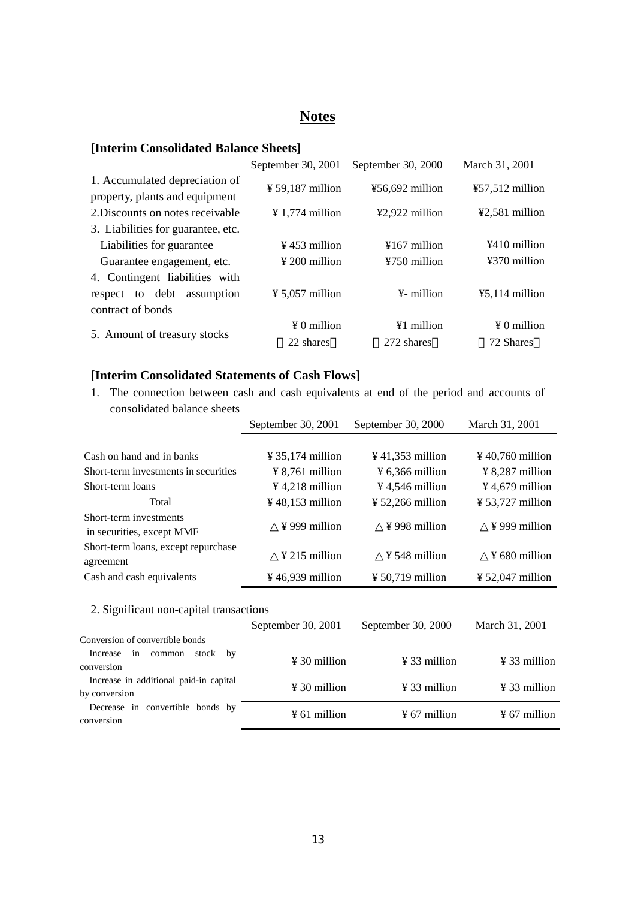# Notes

## [Interim Consolidated Balance Sheets]

| | September 30, 2001 | September 30, 2000 | March 31, 2001 |
|---|---|---|---|
| 1. Accumulated depreciation of property, plants and equipment | ¥ 59,187 million | ¥56,692 million | ¥57,512 million |
| 2. Discounts on notes receivable | ¥ 1,774 million | ¥2,922 million | ¥2,581 million |
| 3. Liabilities for guarantee, etc. | | | |
| Liabilities for guarantee | ¥ 453 million | ¥167 million | ¥410 million |
| Guarantee engagement, etc. | ¥ 200 million | ¥750 million | ¥370 million |
| 4. Contingent liabilities with respect to debt assumption contract of bonds | ¥ 5,057 million | ¥- million | ¥5,114 million |
| 5. Amount of treasury stocks | ¥ 0 million (22 shares) | ¥1 million (272 shares) | ¥ 0 million (72 Shares) |

## [Interim Consolidated Statements of Cash Flows]

1. The connection between cash and cash equivalents at end of the period and accounts of consolidated balance sheets

| | September 30, 2001 | September 30, 2000 | March 31, 2001 |
|---|---|---|---|
| Cash on hand and in banks | ¥ 35,174 million | ¥ 41,353 million | ¥ 40,760 million |
| Short-term investments in securities | ¥ 8,761 million | ¥ 6,366 million | ¥ 8,287 million |
| Short-term loans | ¥ 4,218 million | ¥ 4,546 million | ¥ 4,679 million |
| Total | ¥ 48,153 million | ¥ 52,266 million | ¥ 53,727 million |
| Short-term investments in securities, except MMF | △ ¥ 999 million | △ ¥ 998 million | △ ¥ 999 million |
| Short-term loans, except repurchase agreement | △ ¥ 215 million | △ ¥ 548 million | △ ¥ 680 million |
| Cash and cash equivalents | ¥ 46,939 million | ¥ 50,719 million | ¥ 52,047 million |

2. Significant non-capital transactions

| | September 30, 2001 | September 30, 2000 | March 31, 2001 |
|---|---|---|---|
| Conversion of convertible bonds | | | |
| Increase in common stock by conversion | ¥ 30 million | ¥ 33 million | ¥ 33 million |
| Increase in additional paid-in capital by conversion | ¥ 30 million | ¥ 33 million | ¥ 33 million |
| Decrease in convertible bonds by conversion | ¥ 61 million | ¥ 67 million | ¥ 67 million |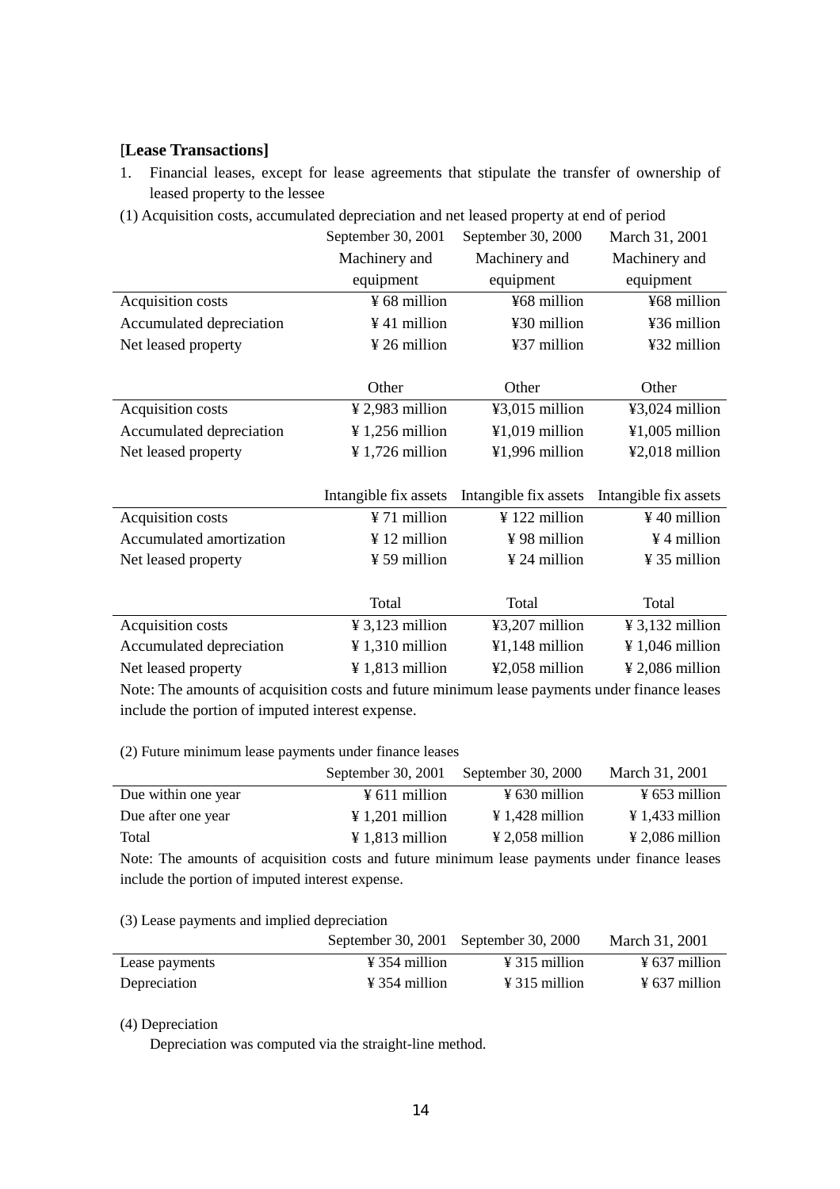**[Lease Transactions]**

1. Financial leases, except for lease agreements that stipulate the transfer of ownership of leased property to the lessee

(1) Acquisition costs, accumulated depreciation and net leased property at end of period

| | September 30, 2001 | September 30, 2000 | March 31, 2001 |
|---|---|---|---|
| | Machinery and equipment | Machinery and equipment | Machinery and equipment |
| Acquisition costs | ¥ 68 million | ¥68 million | ¥68 million |
| Accumulated depreciation | ¥ 41 million | ¥30 million | ¥36 million |
| Net leased property | ¥ 26 million | ¥37 million | ¥32 million |
| | Other | Other | Other |
| Acquisition costs | ¥ 2,983 million | ¥3,015 million | ¥3,024 million |
| Accumulated depreciation | ¥ 1,256 million | ¥1,019 million | ¥1,005 million |
| Net leased property | ¥ 1,726 million | ¥1,996 million | ¥2,018 million |
| | Intangible fix assets | Intangible fix assets | Intangible fix assets |
| Acquisition costs | ¥ 71 million | ¥ 122 million | ¥ 40 million |
| Accumulated amortization | ¥ 12 million | ¥ 98 million | ¥ 4 million |
| Net leased property | ¥ 59 million | ¥ 24 million | ¥ 35 million |
| | Total | Total | Total |
| Acquisition costs | ¥ 3,123 million | ¥3,207 million | ¥ 3,132 million |
| Accumulated depreciation | ¥ 1,310 million | ¥1,148 million | ¥ 1,046 million |
| Net leased property | ¥ 1,813 million | ¥2,058 million | ¥ 2,086 million |

Note: The amounts of acquisition costs and future minimum lease payments under finance leases include the portion of imputed interest expense.

(2) Future minimum lease payments under finance leases

| | September 30, 2001 | September 30, 2000 | March 31, 2001 |
|---|---|---|---|
| Due within one year | ¥ 611 million | ¥ 630 million | ¥ 653 million |
| Due after one year | ¥ 1,201 million | ¥ 1,428 million | ¥ 1,433 million |
| Total | ¥ 1,813 million | ¥ 2,058 million | ¥ 2,086 million |

Note: The amounts of acquisition costs and future minimum lease payments under finance leases include the portion of imputed interest expense.

(3) Lease payments and implied depreciation

| | September 30, 2001 | September 30, 2000 | March 31, 2001 |
|---|---|---|---|
| Lease payments | ¥ 354 million | ¥ 315 million | ¥ 637 million |
| Depreciation | ¥ 354 million | ¥ 315 million | ¥ 637 million |

(4) Depreciation

Depreciation was computed via the straight-line method.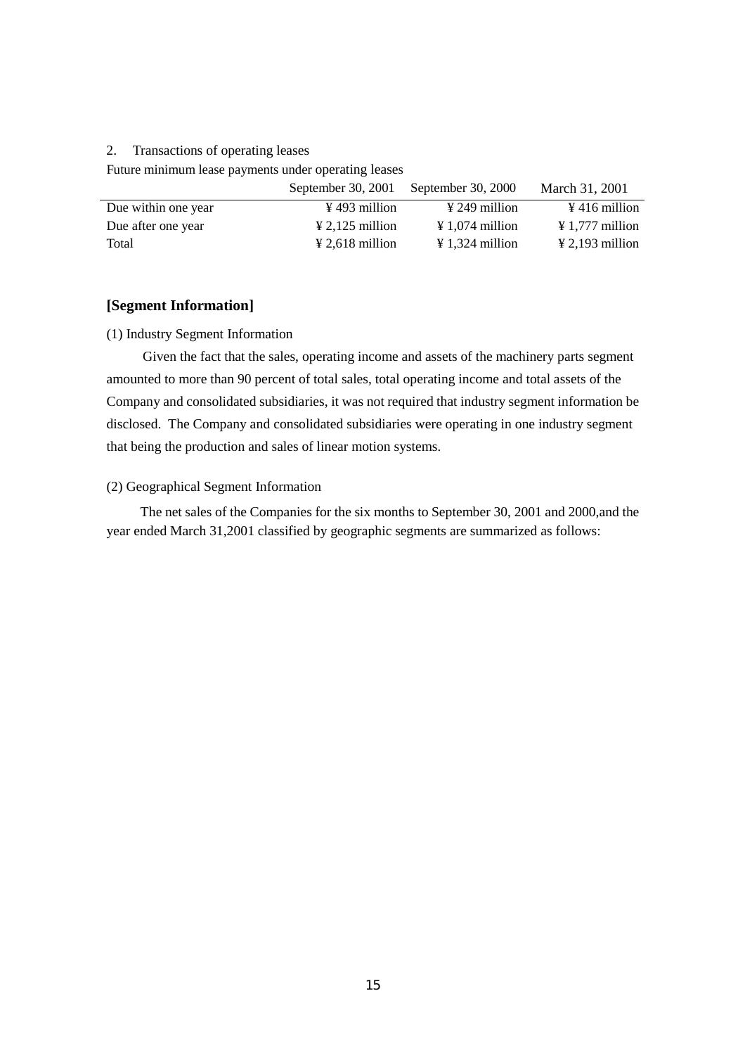2. Transactions of operating leases

Future minimum lease payments under operating leases

| | September 30, 2001 | September 30, 2000 | March 31, 2001 |
|---|---|---|---|
| Due within one year | ¥ 493 million | ¥ 249 million | ¥ 416 million |
| Due after one year | ¥ 2,125 million | ¥ 1,074 million | ¥ 1,777 million |
| Total | ¥ 2,618 million | ¥ 1,324 million | ¥ 2,193 million |

## [Segment Information]

(1) Industry Segment Information

Given the fact that the sales, operating income and assets of the machinery parts segment amounted to more than 90 percent of total sales, total operating income and total assets of the Company and consolidated subsidiaries, it was not required that industry segment information be disclosed. The Company and consolidated subsidiaries were operating in one industry segment that being the production and sales of linear motion systems.

(2) Geographical Segment Information

The net sales of the Companies for the six months to September 30, 2001 and 2000,and the year ended March 31,2001 classified by geographic segments are summarized as follows: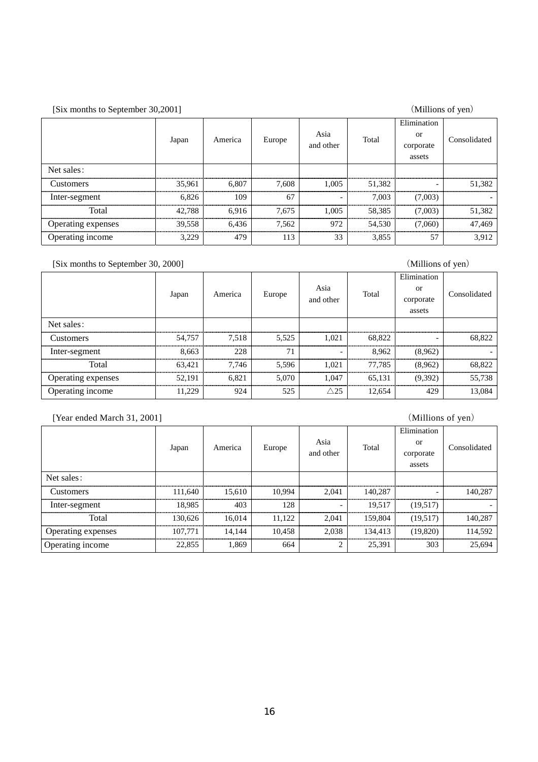[Six months to September 30,2001] (Millions of yen)

| | Japan | America | Europe | Asia and other | Total | Elimination or corporate assets | Consolidated |
|---|---|---|---|---|---|---|---|
| Net sales: | | | | | | | |
| Customers | 35,961 | 6,807 | 7,608 | 1,005 | 51,382 | - | 51,382 |
| Inter-segment | 6,826 | 109 | 67 | - | 7,003 | (7,003) | - |
| Total | 42,788 | 6,916 | 7,675 | 1,005 | 58,385 | (7,003) | 51,382 |
| Operating expenses | 39,558 | 6,436 | 7,562 | 972 | 54,530 | (7,060) | 47,469 |
| Operating income | 3,229 | 479 | 113 | 33 | 3,855 | 57 | 3,912 |

[Six months to September 30, 2000] (Millions of yen)

| | Japan | America | Europe | Asia and other | Total | Elimination or corporate assets | Consolidated |
|---|---|---|---|---|---|---|---|
| Net sales: | | | | | | | |
| Customers | 54,757 | 7,518 | 5,525 | 1,021 | 68,822 | - | 68,822 |
| Inter-segment | 8,663 | 228 | 71 | - | 8,962 | (8,962) | - |
| Total | 63,421 | 7,746 | 5,596 | 1,021 | 77,785 | (8,962) | 68,822 |
| Operating expenses | 52,191 | 6,821 | 5,070 | 1,047 | 65,131 | (9,392) | 55,738 |
| Operating income | 11,229 | 924 | 525 | △25 | 12,654 | 429 | 13,084 |

[Year ended March 31, 2001] (Millions of yen)

| | Japan | America | Europe | Asia and other | Total | Elimination or corporate assets | Consolidated |
|---|---|---|---|---|---|---|---|
| Net sales: | | | | | | | |
| Customers | 111,640 | 15,610 | 10,994 | 2,041 | 140,287 | - | 140,287 |
| Inter-segment | 18,985 | 403 | 128 | - | 19,517 | (19,517) | - |
| Total | 130,626 | 16,014 | 11,122 | 2,041 | 159,804 | (19,517) | 140,287 |
| Operating expenses | 107,771 | 14,144 | 10,458 | 2,038 | 134,413 | (19,820) | 114,592 |
| Operating income | 22,855 | 1,869 | 664 | 2 | 25,391 | 303 | 25,694 |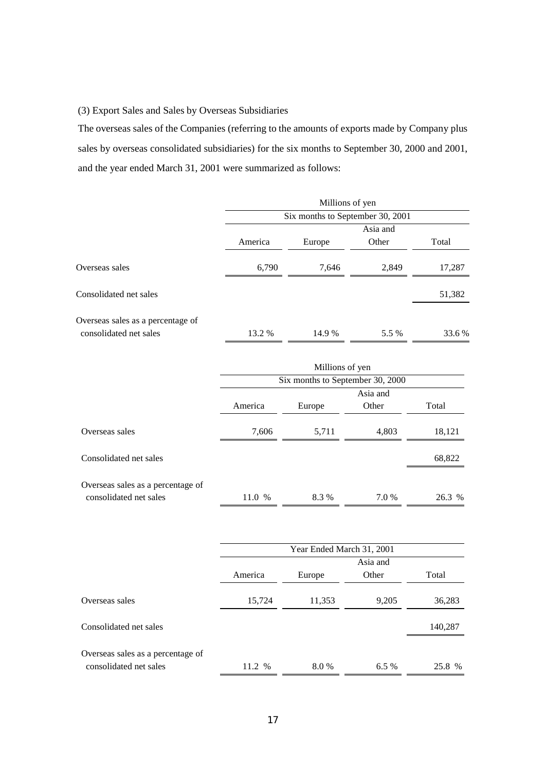### (3) Export Sales and Sales by Overseas Subsidiaries

The overseas sales of the Companies (referring to the amounts of exports made by Company plus sales by overseas consolidated subsidiaries) for the six months to September 30, 2000 and 2001, and the year ended March 31, 2001 were summarized as follows:

| | Millions of yen | | | |
|---|---|---|---|---|
| | Six months to September 30, 2001 | | | |
| | America | Europe | Asia and Other | Total |
| Overseas sales | 6,790 | 7,646 | 2,849 | 17,287 |
| Consolidated net sales | | | | 51,382 |
| Overseas sales as a percentage of consolidated net sales | 13.2 % | 14.9 % | 5.5 % | 33.6 % |

| | Millions of yen | | | |
|---|---|---|---|---|
| | Six months to September 30, 2000 | | | |
| | America | Europe | Asia and Other | Total |
| Overseas sales | 7,606 | 5,711 | 4,803 | 18,121 |
| Consolidated net sales | | | | 68,822 |
| Overseas sales as a percentage of consolidated net sales | 11.0 % | 8.3 % | 7.0 % | 26.3 % |

| | Year Ended March 31, 2001 | | | |
|---|---|---|---|---|
| | America | Europe | Asia and Other | Total |
| Overseas sales | 15,724 | 11,353 | 9,205 | 36,283 |
| Consolidated net sales | | | | 140,287 |
| Overseas sales as a percentage of consolidated net sales | 11.2 % | 8.0 % | 6.5 % | 25.8 % |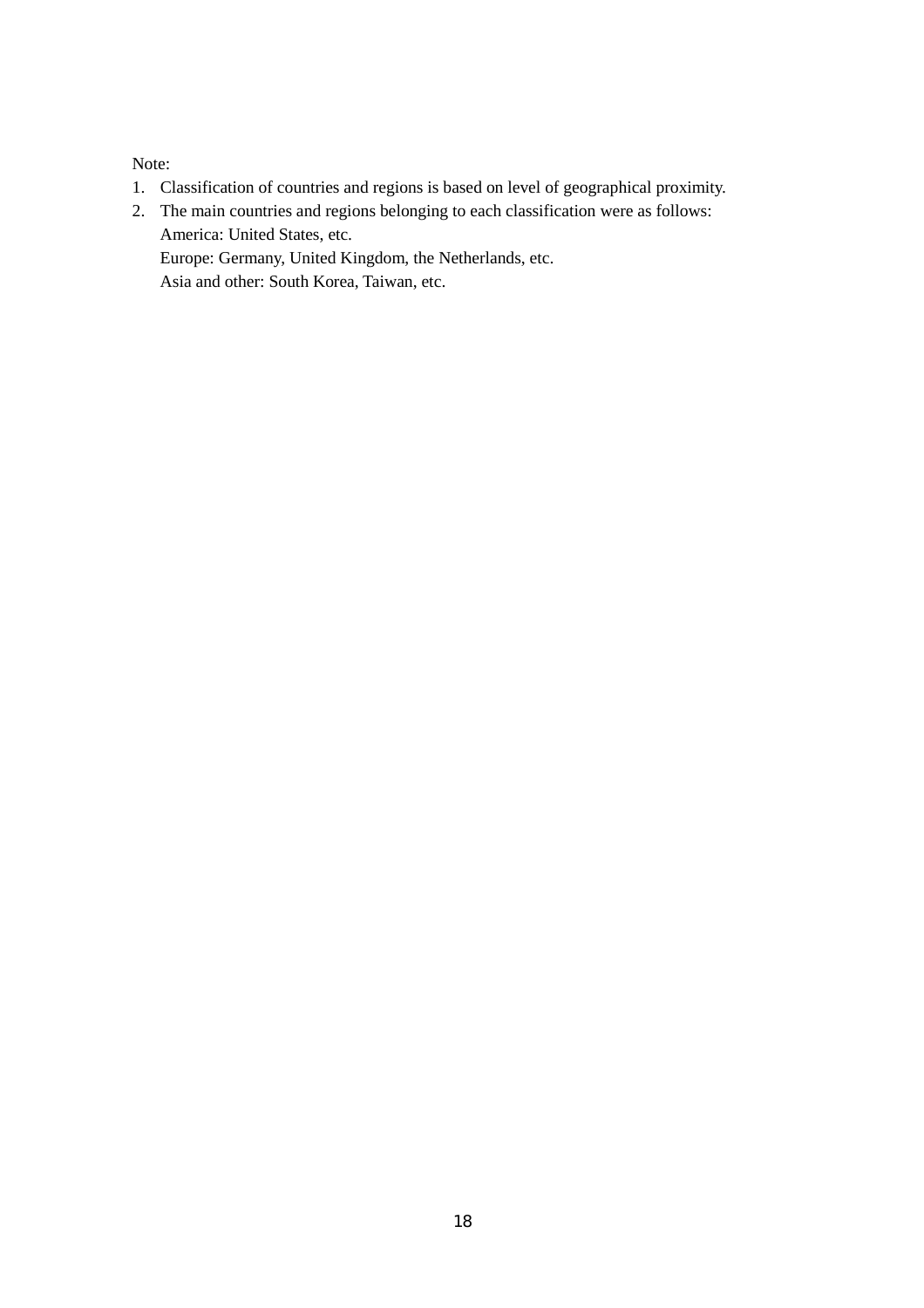Note:

1. Classification of countries and regions is based on level of geographical proximity.
2. The main countries and regions belonging to each classification were as follows:
   America: United States, etc.
   Europe: Germany, United Kingdom, the Netherlands, etc.
   Asia and other: South Korea, Taiwan, etc.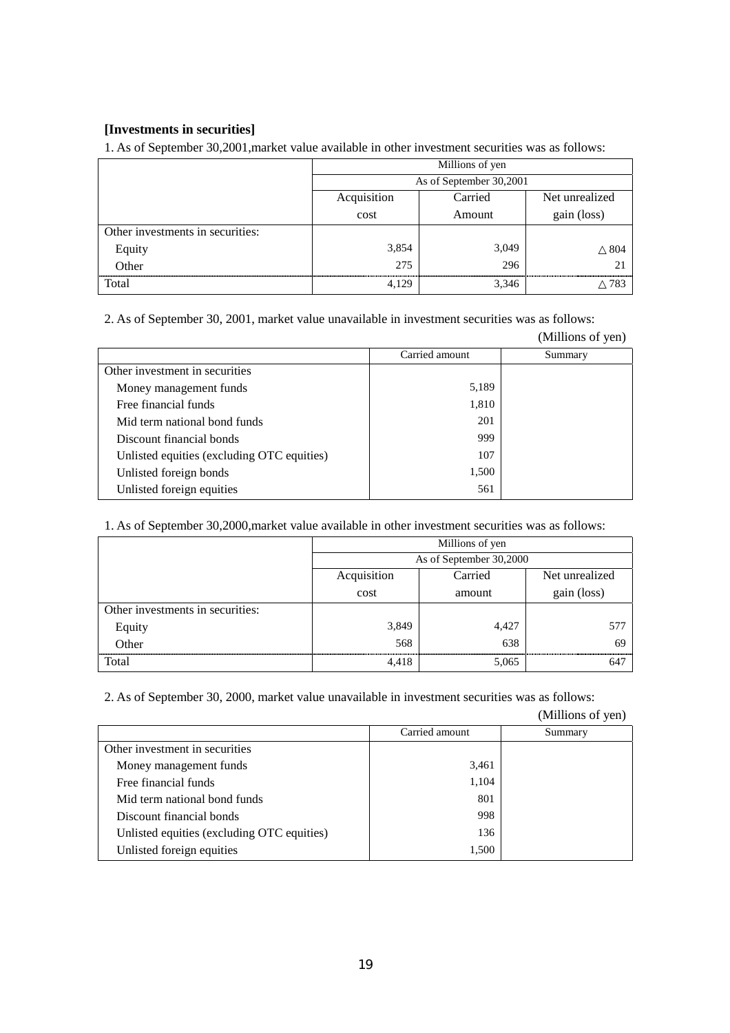**[Investments in securities]**

1. As of September 30,2001,market value available in other investment securities was as follows:

| | Millions of yen | | |
|---|---|---|---|
| | As of September 30,2001 | | |
| | Acquisition cost | Carried Amount | Net unrealized gain (loss) |
| Other investments in securities: | | | |
| Equity | 3,854 | 3,049 | △ 804 |
| Other | 275 | 296 | 21 |
| Total | 4,129 | 3,346 | △ 783 |

2. As of September 30, 2001, market value unavailable in investment securities was as follows:

(Millions of yen)

| | Carried amount | Summary |
|---|---|---|
| Other investment in securities | | |
| Money management funds | 5,189 | |
| Free financial funds | 1,810 | |
| Mid term national bond funds | 201 | |
| Discount financial bonds | 999 | |
| Unlisted equities (excluding OTC equities) | 107 | |
| Unlisted foreign bonds | 1,500 | |
| Unlisted foreign equities | 561 | |

1. As of September 30,2000,market value available in other investment securities was as follows:

| | Millions of yen | | |
|---|---|---|---|
| | As of September 30,2000 | | |
| | Acquisition cost | Carried amount | Net unrealized gain (loss) |
| Other investments in securities: | | | |
| Equity | 3,849 | 4,427 | 577 |
| Other | 568 | 638 | 69 |
| Total | 4,418 | 5,065 | 647 |

2. As of September 30, 2000, market value unavailable in investment securities was as follows:

(Millions of yen)

| | Carried amount | Summary |
|---|---|---|
| Other investment in securities | | |
| Money management funds | 3,461 | |
| Free financial funds | 1,104 | |
| Mid term national bond funds | 801 | |
| Discount financial bonds | 998 | |
| Unlisted equities (excluding OTC equities) | 136 | |
| Unlisted foreign equities | 1,500 | |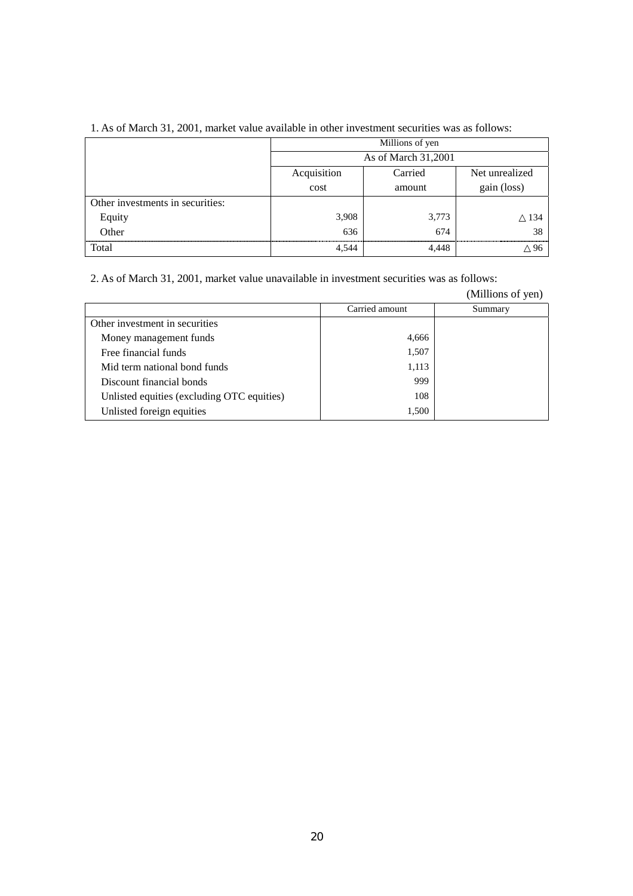1. As of March 31, 2001, market value available in other investment securities was as follows:

| | Millions of yen | | |
|---|---|---|---|
| | As of March 31,2001 | | |
| | Acquisition cost | Carried amount | Net unrealized gain (loss) |
| Other investments in securities: | | | |
| Equity | 3,908 | 3,773 | △ 134 |
| Other | 636 | 674 | 38 |
| Total | 4,544 | 4,448 | △ 96 |

2. As of March 31, 2001, market value unavailable in investment securities was as follows:

(Millions of yen)

| | Carried amount | Summary |
|---|---|---|
| Other investment in securities | | |
| Money management funds | 4,666 | |
| Free financial funds | 1,507 | |
| Mid term national bond funds | 1,113 | |
| Discount financial bonds | 999 | |
| Unlisted equities (excluding OTC equities) | 108 | |
| Unlisted foreign equities | 1,500 | |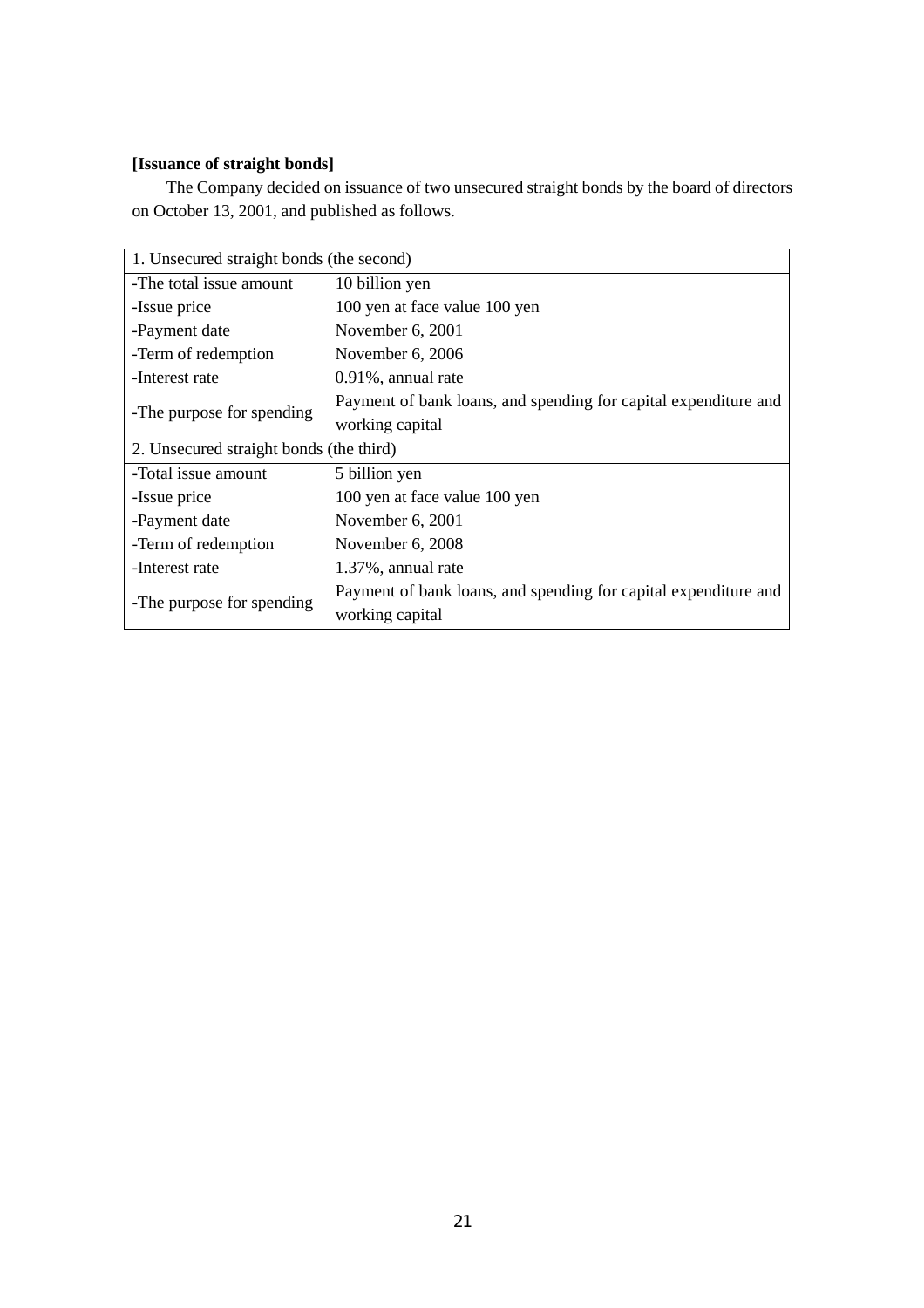**[Issuance of straight bonds]**

The Company decided on issuance of two unsecured straight bonds by the board of directors on October 13, 2001, and published as follows.

| 1. Unsecured straight bonds (the second) | |
|---|---|
| -The total issue amount | 10 billion yen |
| -Issue price | 100 yen at face value 100 yen |
| -Payment date | November 6, 2001 |
| -Term of redemption | November 6, 2006 |
| -Interest rate | 0.91%, annual rate |
| -The purpose for spending | Payment of bank loans, and spending for capital expenditure and working capital |
| **2. Unsecured straight bonds (the third)** | |
| -Total issue amount | 5 billion yen |
| -Issue price | 100 yen at face value 100 yen |
| -Payment date | November 6, 2001 |
| -Term of redemption | November 6, 2008 |
| -Interest rate | 1.37%, annual rate |
| -The purpose for spending | Payment of bank loans, and spending for capital expenditure and working capital |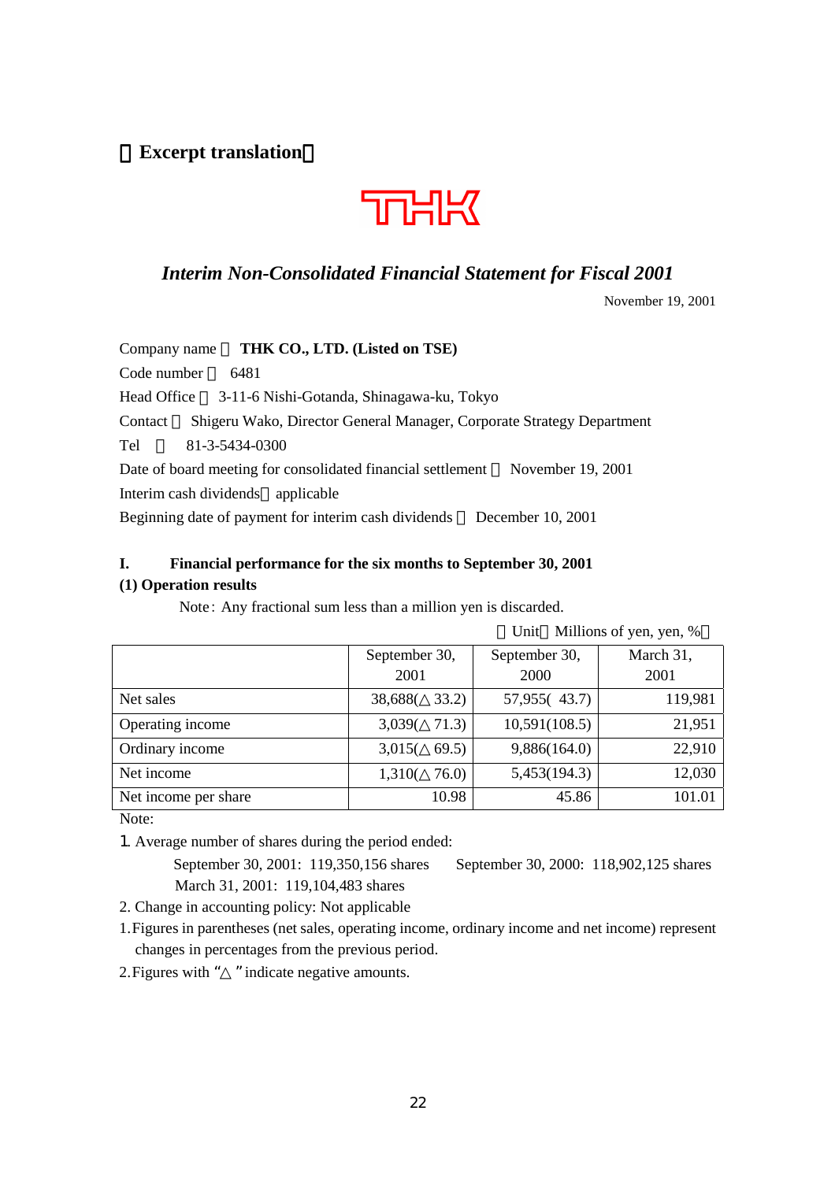【Excerpt translation】

THK

## *Interim Non-Consolidated Financial Statement for Fiscal 2001*

November 19, 2001

Company name : **THK CO., LTD. (Listed on TSE)**

Code number : 6481

Head Office : 3-11-6 Nishi-Gotanda, Shinagawa-ku, Tokyo

Contact : Shigeru Wako, Director General Manager, Corporate Strategy Department

Tel : 81-3-5434-0300

Date of board meeting for consolidated financial settlement : November 19, 2001

Interim cash dividends : applicable

Beginning date of payment for interim cash dividends : December 10, 2001

### I. Financial performance for the six months to September 30, 2001

**(1) Operation results**

Note: Any fractional sum less than a million yen is discarded.

(Unit : Millions of yen, yen, %)

| | September 30, 2001 | September 30, 2000 | March 31, 2001 |
|---|---|---|---|
| Net sales | 38,688(△33.2) | 57,955( 43.7) | 119,981 |
| Operating income | 3,039(△71.3) | 10,591(108.5) | 21,951 |
| Ordinary income | 3,015(△69.5) | 9,886(164.0) | 22,910 |
| Net income | 1,310(△76.0) | 5,453(194.3) | 12,030 |
| Net income per share | 10.98 | 45.86 | 101.01 |

Note:

1. Average number of shares during the period ended:
   September 30, 2001: 119,350,156 shares September 30, 2000: 118,902,125 shares
   March 31, 2001: 119,104,483 shares
2. Change in accounting policy: Not applicable

1. Figures in parentheses (net sales, operating income, ordinary income and net income) represent changes in percentages from the previous period.
2. Figures with "△" indicate negative amounts.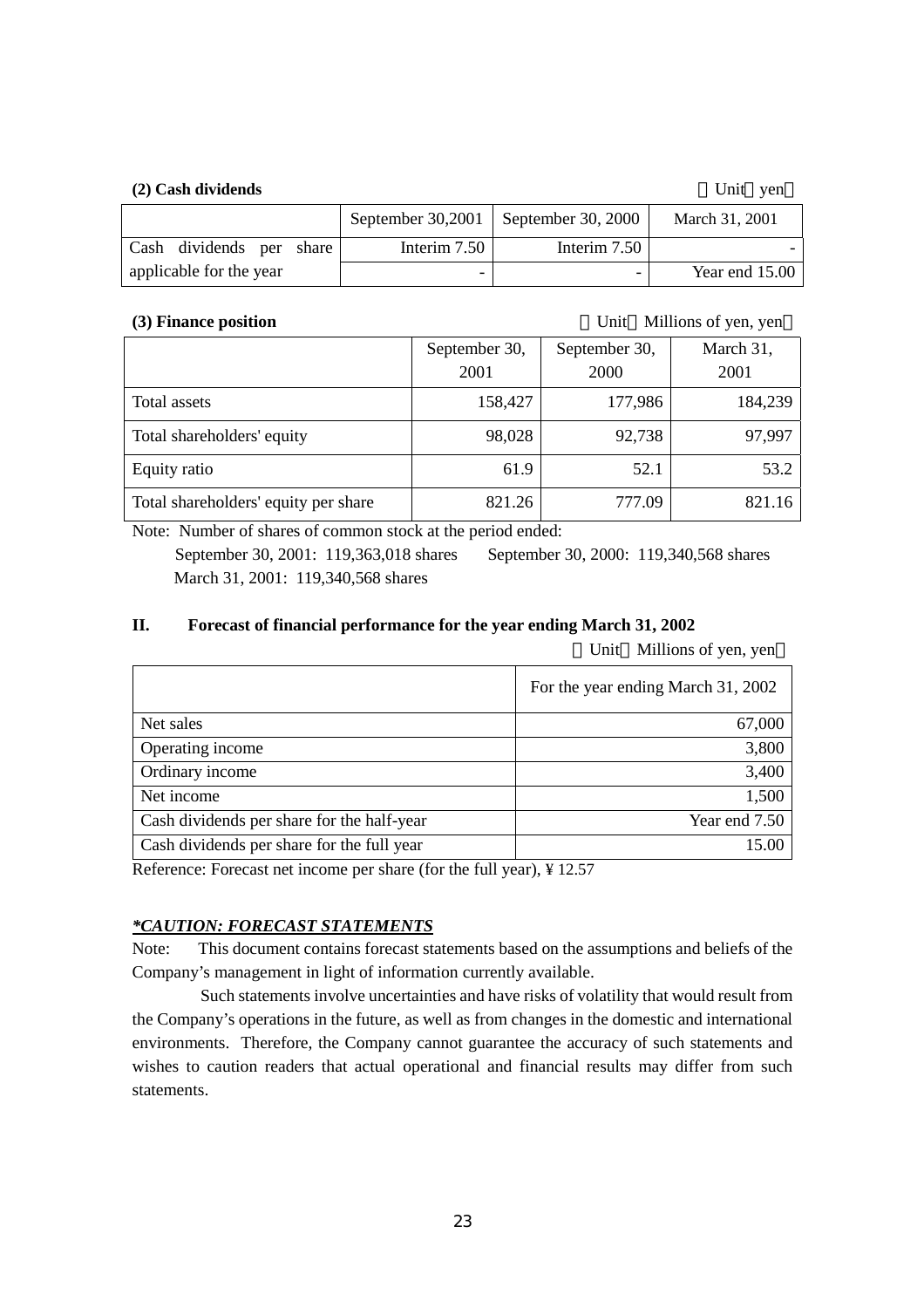**(2) Cash dividends**

（Unit：yen）

| | September 30,2001 | September 30, 2000 | March 31, 2001 |
|---|---|---|---|
| Cash dividends per share applicable for the year | Interim 7.50 | Interim 7.50 | - |
| | - | - | Year end 15.00 |

**(3) Finance position**

（Unit：Millions of yen, yen）

| | September 30, 2001 | September 30, 2000 | March 31, 2001 |
|---|---|---|---|
| Total assets | 158,427 | 177,986 | 184,239 |
| Total shareholders' equity | 98,028 | 92,738 | 97,997 |
| Equity ratio | 61.9 | 52.1 | 53.2 |
| Total shareholders' equity per share | 821.26 | 777.09 | 821.16 |

Note: Number of shares of common stock at the period ended:
September 30, 2001: 119,363,018 shares  September 30, 2000: 119,340,568 shares
March 31, 2001: 119,340,568 shares

## II. Forecast of financial performance for the year ending March 31, 2002

（Unit：Millions of yen, yen）

| | For the year ending March 31, 2002 |
|---|---|
| Net sales | 67,000 |
| Operating income | 3,800 |
| Ordinary income | 3,400 |
| Net income | 1,500 |
| Cash dividends per share for the half-year | Year end 7.50 |
| Cash dividends per share for the full year | 15.00 |

Reference: Forecast net income per share (for the full year), ¥ 12.57

***CAUTION: FORECAST STATEMENTS**

Note: This document contains forecast statements based on the assumptions and beliefs of the Company's management in light of information currently available.

Such statements involve uncertainties and have risks of volatility that would result from the Company's operations in the future, as well as from changes in the domestic and international environments. Therefore, the Company cannot guarantee the accuracy of such statements and wishes to caution readers that actual operational and financial results may differ from such statements.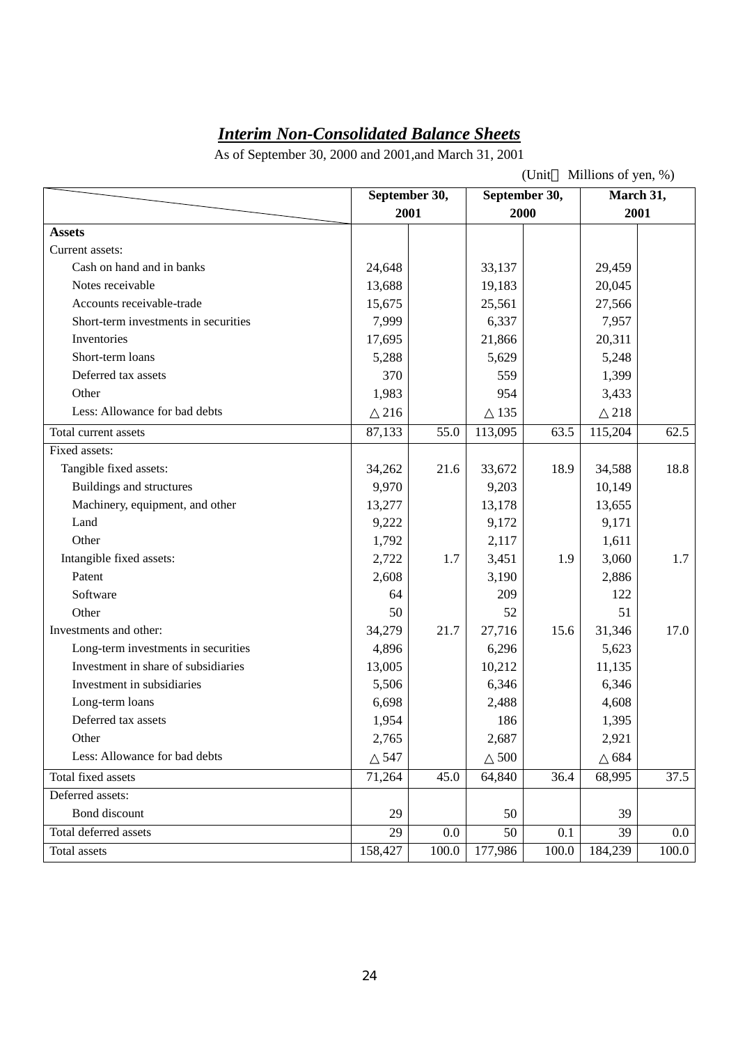# ***Interim Non-Consolidated Balance Sheets***

As of September 30, 2000 and 2001,and March 31, 2001

(Unit： Millions of yen, %)

| | September 30, 2001 | | September 30, 2000 | | March 31, 2001 | |
|---|---|---|---|---|---|---|
| **Assets** | | | | | | |
| Current assets: | | | | | | |
| Cash on hand and in banks | 24,648 | | 33,137 | | 29,459 | |
| Notes receivable | 13,688 | | 19,183 | | 20,045 | |
| Accounts receivable-trade | 15,675 | | 25,561 | | 27,566 | |
| Short-term investments in securities | 7,999 | | 6,337 | | 7,957 | |
| Inventories | 17,695 | | 21,866 | | 20,311 | |
| Short-term loans | 5,288 | | 5,629 | | 5,248 | |
| Deferred tax assets | 370 | | 559 | | 1,399 | |
| Other | 1,983 | | 954 | | 3,433 | |
| Less: Allowance for bad debts | △216 | | △135 | | △218 | |
| Total current assets | 87,133 | 55.0 | 113,095 | 63.5 | 115,204 | 62.5 |
| Fixed assets: | | | | | | |
| Tangible fixed assets: | 34,262 | 21.6 | 33,672 | 18.9 | 34,588 | 18.8 |
| Buildings and structures | 9,970 | | 9,203 | | 10,149 | |
| Machinery, equipment, and other | 13,277 | | 13,178 | | 13,655 | |
| Land | 9,222 | | 9,172 | | 9,171 | |
| Other | 1,792 | | 2,117 | | 1,611 | |
| Intangible fixed assets: | 2,722 | 1.7 | 3,451 | 1.9 | 3,060 | 1.7 |
| Patent | 2,608 | | 3,190 | | 2,886 | |
| Software | 64 | | 209 | | 122 | |
| Other | 50 | | 52 | | 51 | |
| Investments and other: | 34,279 | 21.7 | 27,716 | 15.6 | 31,346 | 17.0 |
| Long-term investments in securities | 4,896 | | 6,296 | | 5,623 | |
| Investment in share of subsidiaries | 13,005 | | 10,212 | | 11,135 | |
| Investment in subsidiaries | 5,506 | | 6,346 | | 6,346 | |
| Long-term loans | 6,698 | | 2,488 | | 4,608 | |
| Deferred tax assets | 1,954 | | 186 | | 1,395 | |
| Other | 2,765 | | 2,687 | | 2,921 | |
| Less: Allowance for bad debts | △547 | | △500 | | △684 | |
| Total fixed assets | 71,264 | 45.0 | 64,840 | 36.4 | 68,995 | 37.5 |
| Deferred assets: | | | | | | |
| Bond discount | 29 | | 50 | | 39 | |
| Total deferred assets | 29 | 0.0 | 50 | 0.1 | 39 | 0.0 |
| Total assets | 158,427 | 100.0 | 177,986 | 100.0 | 184,239 | 100.0 |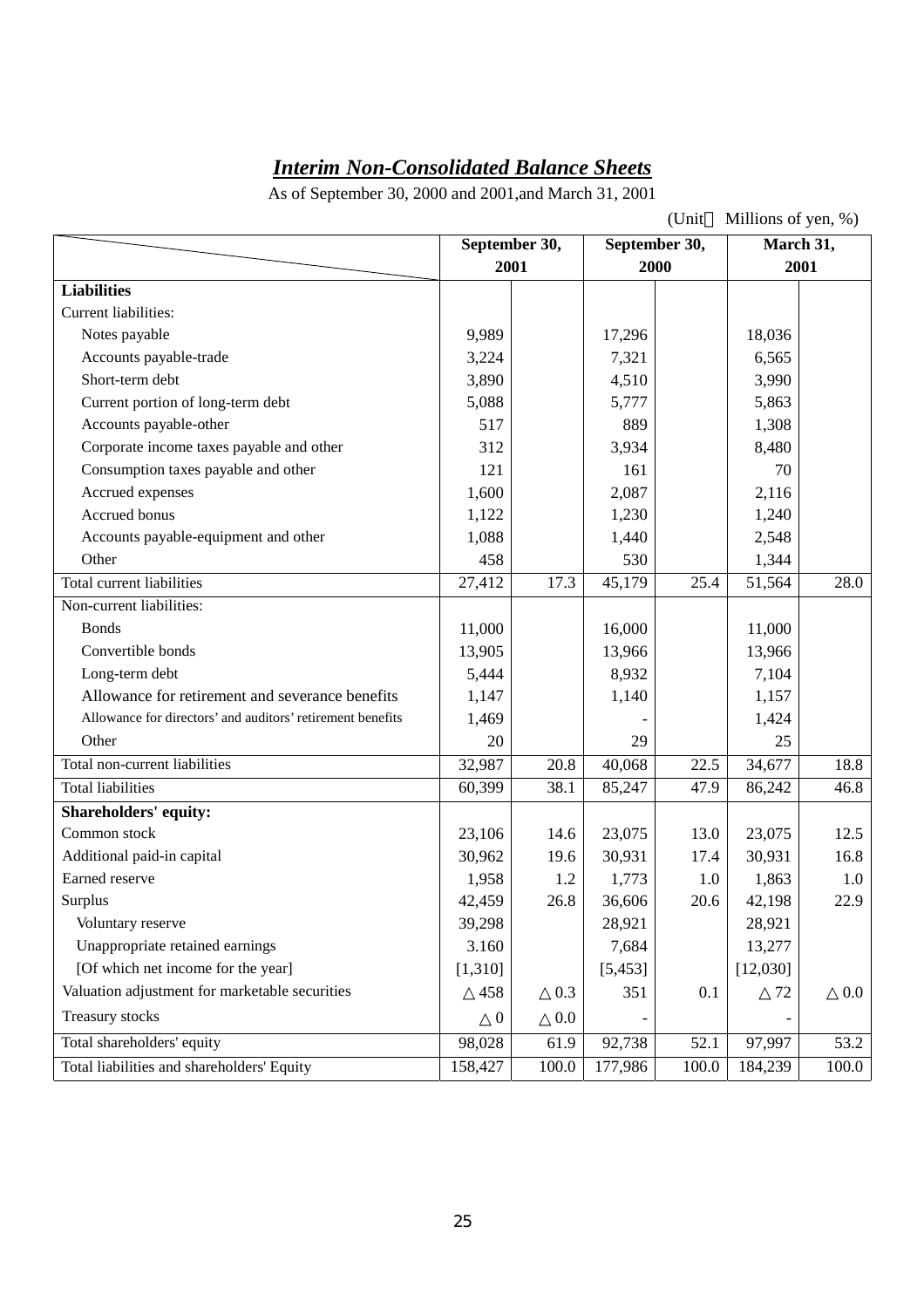## *Interim Non-Consolidated Balance Sheets*

As of September 30, 2000 and 2001,and March 31, 2001

(Unit　Millions of yen, %)

| | September 30, 2001 | | September 30, 2000 | | March 31, 2001 | |
|---|---|---|---|---|---|---|
| **Liabilities** | | | | | | |
| Current liabilities: | | | | | | |
| Notes payable | 9,989 | | 17,296 | | 18,036 | |
| Accounts payable-trade | 3,224 | | 7,321 | | 6,565 | |
| Short-term debt | 3,890 | | 4,510 | | 3,990 | |
| Current portion of long-term debt | 5,088 | | 5,777 | | 5,863 | |
| Accounts payable-other | 517 | | 889 | | 1,308 | |
| Corporate income taxes payable and other | 312 | | 3,934 | | 8,480 | |
| Consumption taxes payable and other | 121 | | 161 | | 70 | |
| Accrued expenses | 1,600 | | 2,087 | | 2,116 | |
| Accrued bonus | 1,122 | | 1,230 | | 1,240 | |
| Accounts payable-equipment and other | 1,088 | | 1,440 | | 2,548 | |
| Other | 458 | | 530 | | 1,344 | |
| Total current liabilities | 27,412 | 17.3 | 45,179 | 25.4 | 51,564 | 28.0 |
| Non-current liabilities: | | | | | | |
| Bonds | 11,000 | | 16,000 | | 11,000 | |
| Convertible bonds | 13,905 | | 13,966 | | 13,966 | |
| Long-term debt | 5,444 | | 8,932 | | 7,104 | |
| Allowance for retirement and severance benefits | 1,147 | | 1,140 | | 1,157 | |
| Allowance for directors' and auditors' retirement benefits | 1,469 | | - | | 1,424 | |
| Other | 20 | | 29 | | 25 | |
| Total non-current liabilities | 32,987 | 20.8 | 40,068 | 22.5 | 34,677 | 18.8 |
| Total liabilities | 60,399 | 38.1 | 85,247 | 47.9 | 86,242 | 46.8 |
| **Shareholders' equity:** | | | | | | |
| Common stock | 23,106 | 14.6 | 23,075 | 13.0 | 23,075 | 12.5 |
| Additional paid-in capital | 30,962 | 19.6 | 30,931 | 17.4 | 30,931 | 16.8 |
| Earned reserve | 1,958 | 1.2 | 1,773 | 1.0 | 1,863 | 1.0 |
| Surplus | 42,459 | 26.8 | 36,606 | 20.6 | 42,198 | 22.9 |
| Voluntary reserve | 39,298 | | 28,921 | | 28,921 | |
| Unappropriate retained earnings | 3.160 | | 7,684 | | 13,277 | |
| [Of which net income for the year] | [1,310] | | [5,453] | | [12,030] | |
| Valuation adjustment for marketable securities | △458 | △0.3 | 351 | 0.1 | △72 | △0.0 |
| Treasury stocks | △0 | △0.0 | - | | - | |
| Total shareholders' equity | 98,028 | 61.9 | 92,738 | 52.1 | 97,997 | 53.2 |
| Total liabilities and shareholders' Equity | 158,427 | 100.0 | 177,986 | 100.0 | 184,239 | 100.0 |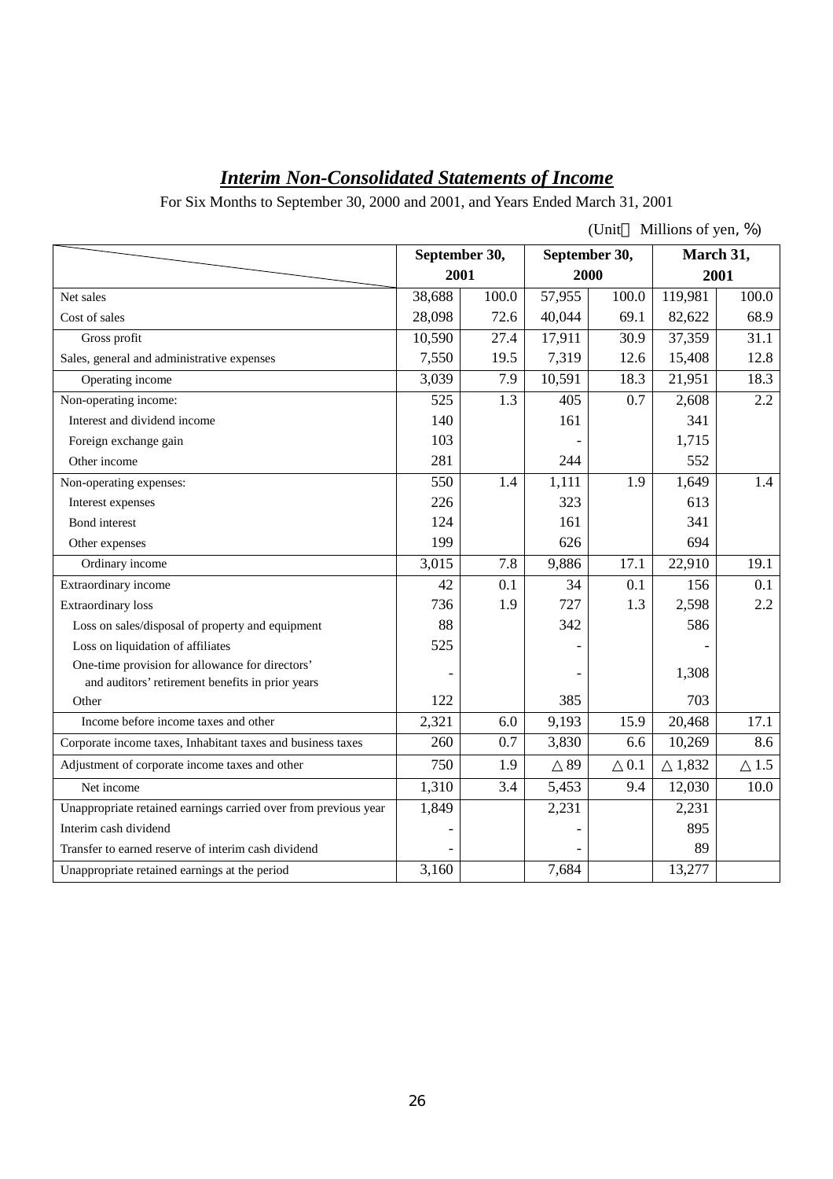## ***Interim Non-Consolidated Statements of Income***

For Six Months to September 30, 2000 and 2001, and Years Ended March 31, 2001

(Unit： Millions of yen, ％)

| | September 30, 2001 | | September 30, 2000 | | March 31, 2001 | |
|---|---|---|---|---|---|---|
| Net sales | 38,688 | 100.0 | 57,955 | 100.0 | 119,981 | 100.0 |
| Cost of sales | 28,098 | 72.6 | 40,044 | 69.1 | 82,622 | 68.9 |
| Gross profit | 10,590 | 27.4 | 17,911 | 30.9 | 37,359 | 31.1 |
| Sales, general and administrative expenses | 7,550 | 19.5 | 7,319 | 12.6 | 15,408 | 12.8 |
| Operating income | 3,039 | 7.9 | 10,591 | 18.3 | 21,951 | 18.3 |
| Non-operating income: | 525 | 1.3 | 405 | 0.7 | 2,608 | 2.2 |
| Interest and dividend income | 140 | | 161 | | 341 | |
| Foreign exchange gain | 103 | | - | | 1,715 | |
| Other income | 281 | | 244 | | 552 | |
| Non-operating expenses: | 550 | 1.4 | 1,111 | 1.9 | 1,649 | 1.4 |
| Interest expenses | 226 | | 323 | | 613 | |
| Bond interest | 124 | | 161 | | 341 | |
| Other expenses | 199 | | 626 | | 694 | |
| Ordinary income | 3,015 | 7.8 | 9,886 | 17.1 | 22,910 | 19.1 |
| Extraordinary income | 42 | 0.1 | 34 | 0.1 | 156 | 0.1 |
| Extraordinary loss | 736 | 1.9 | 727 | 1.3 | 2,598 | 2.2 |
| Loss on sales/disposal of property and equipment | 88 | | 342 | | 586 | |
| Loss on liquidation of affiliates | 525 | | - | | - | |
| One-time provision for allowance for directors' and auditors' retirement benefits in prior years | - | | - | | 1,308 | |
| Other | 122 | | 385 | | 703 | |
| Income before income taxes and other | 2,321 | 6.0 | 9,193 | 15.9 | 20,468 | 17.1 |
| Corporate income taxes, Inhabitant taxes and business taxes | 260 | 0.7 | 3,830 | 6.6 | 10,269 | 8.6 |
| Adjustment of corporate income taxes and other | 750 | 1.9 | △89 | △0.1 | △1,832 | △1.5 |
| Net income | 1,310 | 3.4 | 5,453 | 9.4 | 12,030 | 10.0 |
| Unappropriate retained earnings carried over from previous year | 1,849 | | 2,231 | | 2,231 | |
| Interim cash dividend | - | | - | | 895 | |
| Transfer to earned reserve of interim cash dividend | - | | - | | 89 | |
| Unappropriate retained earnings at the period | 3,160 | | 7,684 | | 13,277 | |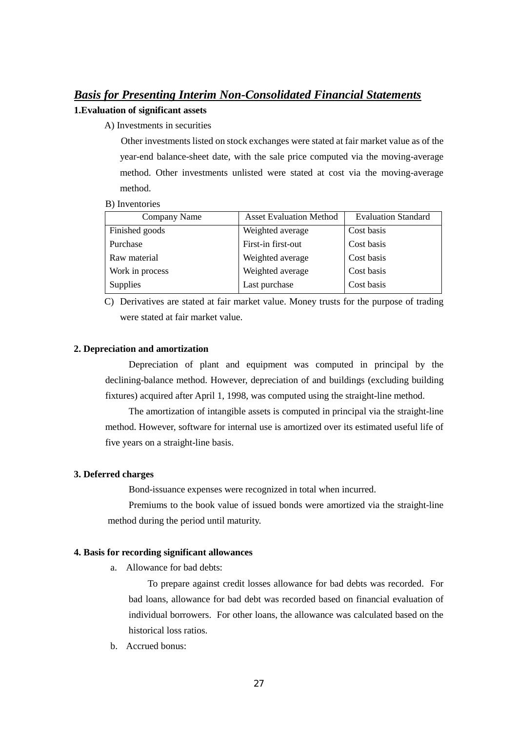## ***Basis for Presenting Interim Non-Consolidated Financial Statements***

**1.Evaluation of significant assets**

A) Investments in securities

Other investments listed on stock exchanges were stated at fair market value as of the year-end balance-sheet date, with the sale price computed via the moving-average method. Other investments unlisted were stated at cost via the moving-average method.

B) Inventories

| Company Name | Asset Evaluation Method | Evaluation Standard |
|---|---|---|
| Finished goods | Weighted average | Cost basis |
| Purchase | First-in first-out | Cost basis |
| Raw material | Weighted average | Cost basis |
| Work in process | Weighted average | Cost basis |
| Supplies | Last purchase | Cost basis |

C) Derivatives are stated at fair market value. Money trusts for the purpose of trading were stated at fair market value.

**2. Depreciation and amortization**

Depreciation of plant and equipment was computed in principal by the declining-balance method. However, depreciation of and buildings (excluding building fixtures) acquired after April 1, 1998, was computed using the straight-line method.

The amortization of intangible assets is computed in principal via the straight-line method. However, software for internal use is amortized over its estimated useful life of five years on a straight-line basis.

**3. Deferred charges**

Bond-issuance expenses were recognized in total when incurred.

Premiums to the book value of issued bonds were amortized via the straight-line method during the period until maturity.

**4. Basis for recording significant allowances**

a. Allowance for bad debts:

To prepare against credit losses allowance for bad debts was recorded. For bad loans, allowance for bad debt was recorded based on financial evaluation of individual borrowers. For other loans, the allowance was calculated based on the historical loss ratios.

b. Accrued bonus: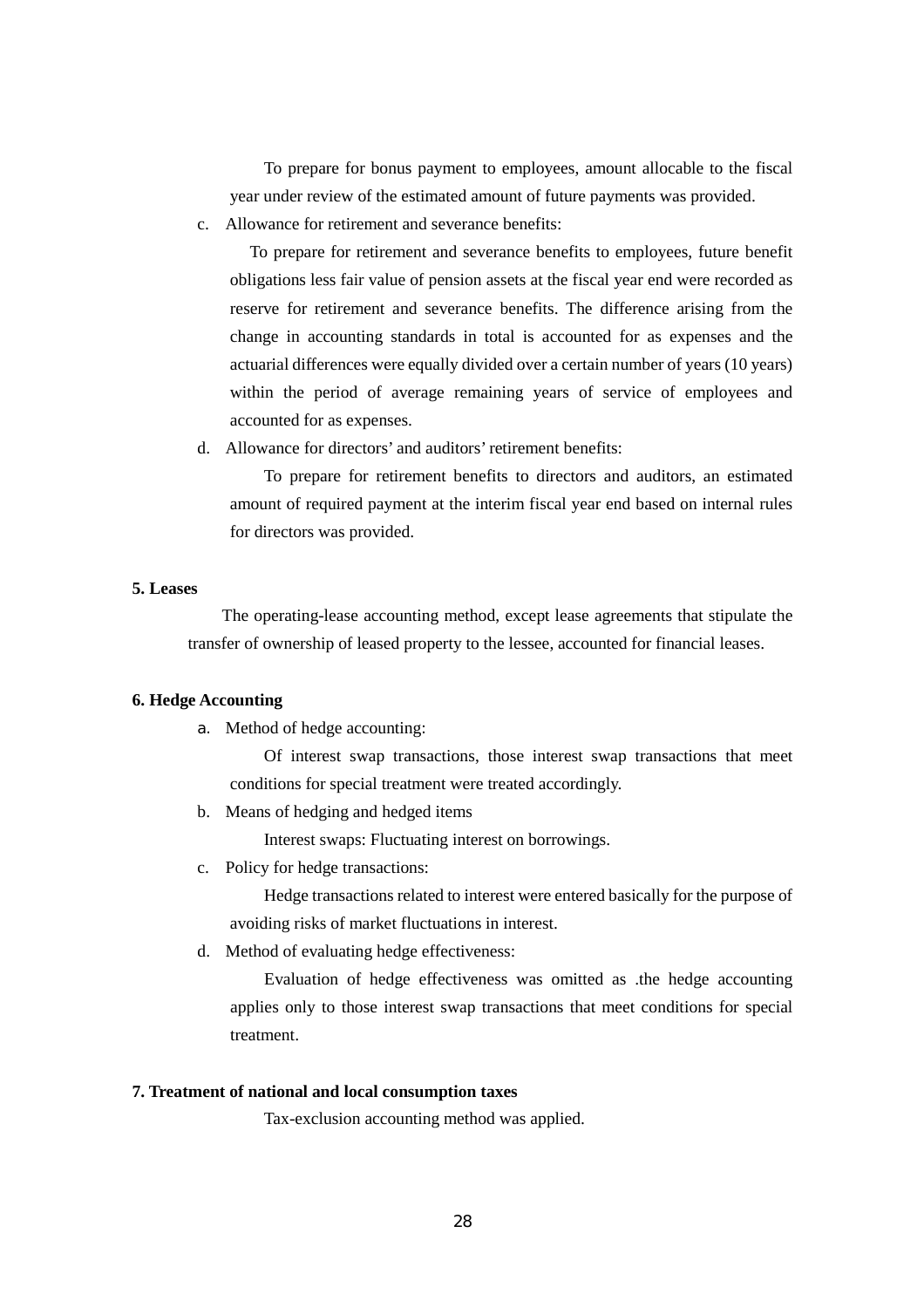To prepare for bonus payment to employees, amount allocable to the fiscal year under review of the estimated amount of future payments was provided.

c. Allowance for retirement and severance benefits:

To prepare for retirement and severance benefits to employees, future benefit obligations less fair value of pension assets at the fiscal year end were recorded as reserve for retirement and severance benefits. The difference arising from the change in accounting standards in total is accounted for as expenses and the actuarial differences were equally divided over a certain number of years (10 years) within the period of average remaining years of service of employees and accounted for as expenses.

d. Allowance for directors' and auditors' retirement benefits:

To prepare for retirement benefits to directors and auditors, an estimated amount of required payment at the interim fiscal year end based on internal rules for directors was provided.

**5. Leases**

The operating-lease accounting method, except lease agreements that stipulate the transfer of ownership of leased property to the lessee, accounted for financial leases.

**6. Hedge Accounting**

a. Method of hedge accounting:

Of interest swap transactions, those interest swap transactions that meet conditions for special treatment were treated accordingly.

b. Means of hedging and hedged items

Interest swaps: Fluctuating interest on borrowings.

c. Policy for hedge transactions:

Hedge transactions related to interest were entered basically for the purpose of avoiding risks of market fluctuations in interest.

d. Method of evaluating hedge effectiveness:

Evaluation of hedge effectiveness was omitted as .the hedge accounting applies only to those interest swap transactions that meet conditions for special treatment.

**7. Treatment of national and local consumption taxes**

Tax-exclusion accounting method was applied.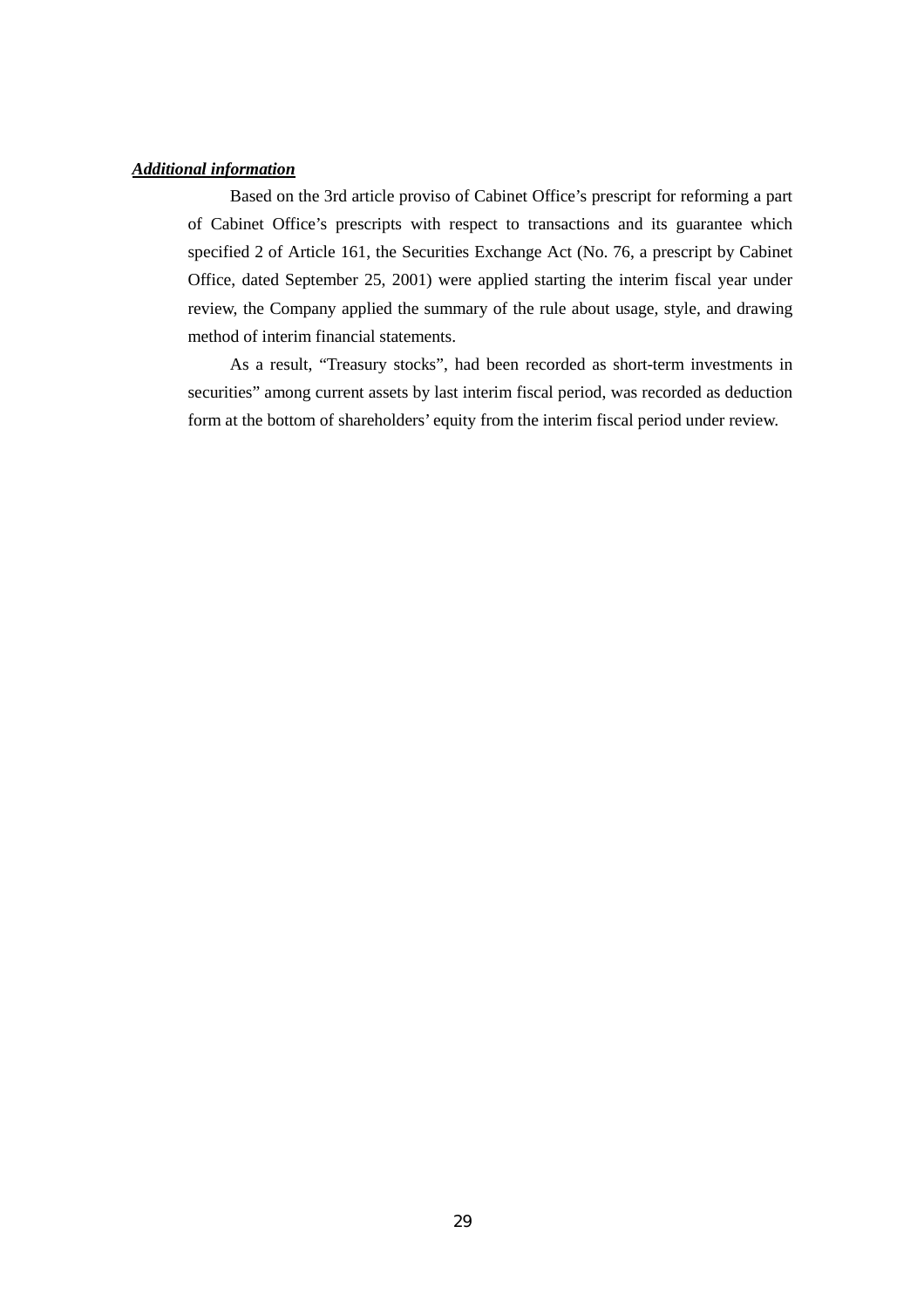***Additional information***

Based on the 3rd article proviso of Cabinet Office’s prescript for reforming a part of Cabinet Office’s prescripts with respect to transactions and its guarantee which specified 2 of Article 161, the Securities Exchange Act (No. 76, a prescript by Cabinet Office, dated September 25, 2001) were applied starting the interim fiscal year under review, the Company applied the summary of the rule about usage, style, and drawing method of interim financial statements.

As a result, “Treasury stocks”, had been recorded as short-term investments in securities” among current assets by last interim fiscal period, was recorded as deduction form at the bottom of shareholders’ equity from the interim fiscal period under review.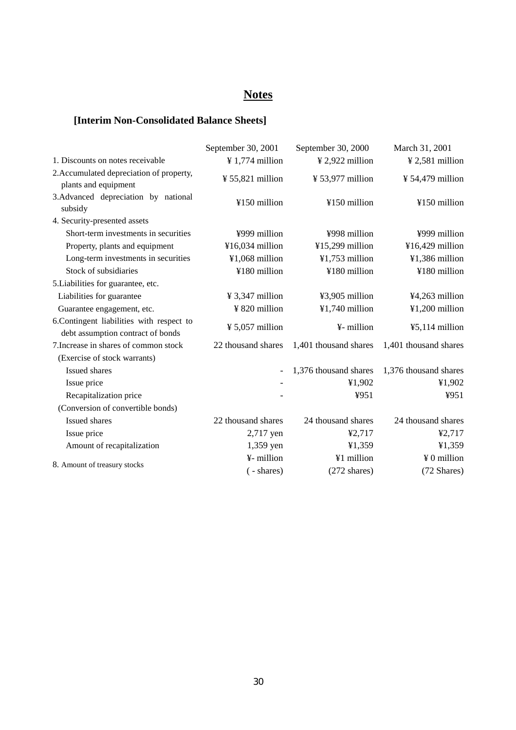## Notes

### [Interim Non-Consolidated Balance Sheets]

| | September 30, 2001 | September 30, 2000 | March 31, 2001 |
|---|---|---|---|
| 1. Discounts on notes receivable | ¥ 1,774 million | ¥ 2,922 million | ¥ 2,581 million |
| 2.Accumulated depreciation of property, plants and equipment | ¥ 55,821 million | ¥ 53,977 million | ¥ 54,479 million |
| 3.Advanced depreciation by national subsidy | ¥150 million | ¥150 million | ¥150 million |
| 4. Security-presented assets | | | |
| Short-term investments in securities | ¥999 million | ¥998 million | ¥999 million |
| Property, plants and equipment | ¥16,034 million | ¥15,299 million | ¥16,429 million |
| Long-term investments in securities | ¥1,068 million | ¥1,753 million | ¥1,386 million |
| Stock of subsidiaries | ¥180 million | ¥180 million | ¥180 million |
| 5.Liabilities for guarantee, etc. | | | |
| Liabilities for guarantee | ¥ 3,347 million | ¥3,905 million | ¥4,263 million |
| Guarantee engagement, etc. | ¥ 820 million | ¥1,740 million | ¥1,200 million |
| 6.Contingent liabilities with respect to debt assumption contract of bonds | ¥ 5,057 million | ¥- million | ¥5,114 million |
| 7.Increase in shares of common stock | 22 thousand shares | 1,401 thousand shares | 1,401 thousand shares |
| (Exercise of stock warrants) | | | |
| Issued shares | - | 1,376 thousand shares | 1,376 thousand shares |
| Issue price | - | ¥1,902 | ¥1,902 |
| Recapitalization price | - | ¥951 | ¥951 |
| (Conversion of convertible bonds) | | | |
| Issued shares | 22 thousand shares | 24 thousand shares | 24 thousand shares |
| Issue price | 2,717 yen | ¥2,717 | ¥2,717 |
| Amount of recapitalization | 1,359 yen | ¥1,359 | ¥1,359 |
| 8. Amount of treasury stocks | ¥- million ( - shares) | ¥1 million (272 shares) | ¥ 0 million (72 Shares) |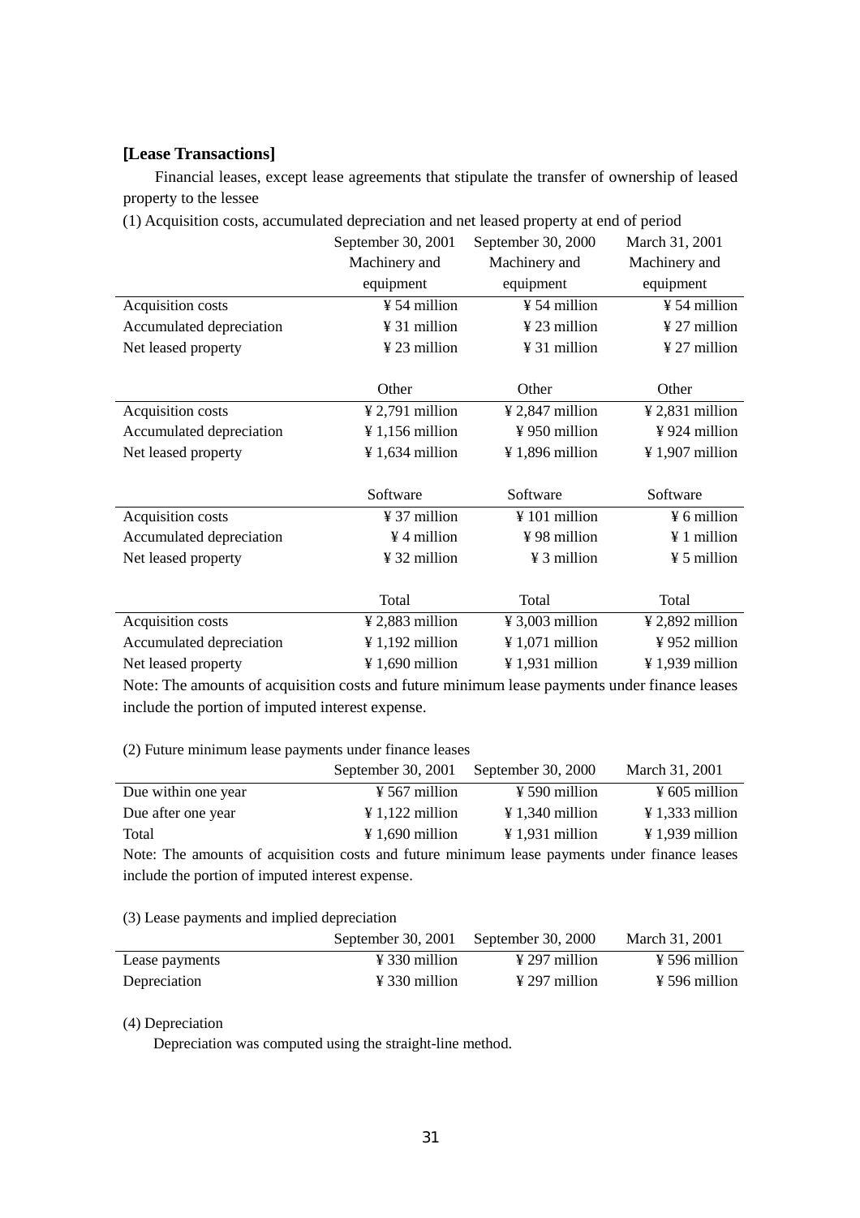**[Lease Transactions]**

Financial leases, except lease agreements that stipulate the transfer of ownership of leased property to the lessee

(1) Acquisition costs, accumulated depreciation and net leased property at end of period

| | September 30, 2001 | September 30, 2000 | March 31, 2001 |
|---|---|---|---|
| | Machinery and equipment | Machinery and equipment | Machinery and equipment |
| Acquisition costs | ¥ 54 million | ¥ 54 million | ¥ 54 million |
| Accumulated depreciation | ¥ 31 million | ¥ 23 million | ¥ 27 million |
| Net leased property | ¥ 23 million | ¥ 31 million | ¥ 27 million |
| | Other | Other | Other |
| Acquisition costs | ¥ 2,791 million | ¥ 2,847 million | ¥ 2,831 million |
| Accumulated depreciation | ¥ 1,156 million | ¥ 950 million | ¥ 924 million |
| Net leased property | ¥ 1,634 million | ¥ 1,896 million | ¥ 1,907 million |
| | Software | Software | Software |
| Acquisition costs | ¥ 37 million | ¥ 101 million | ¥ 6 million |
| Accumulated depreciation | ¥ 4 million | ¥ 98 million | ¥ 1 million |
| Net leased property | ¥ 32 million | ¥ 3 million | ¥ 5 million |
| | Total | Total | Total |
| Acquisition costs | ¥ 2,883 million | ¥ 3,003 million | ¥ 2,892 million |
| Accumulated depreciation | ¥ 1,192 million | ¥ 1,071 million | ¥ 952 million |
| Net leased property | ¥ 1,690 million | ¥ 1,931 million | ¥ 1,939 million |

Note: The amounts of acquisition costs and future minimum lease payments under finance leases include the portion of imputed interest expense.

(2) Future minimum lease payments under finance leases

| | September 30, 2001 | September 30, 2000 | March 31, 2001 |
|---|---|---|---|
| Due within one year | ¥ 567 million | ¥ 590 million | ¥ 605 million |
| Due after one year | ¥ 1,122 million | ¥ 1,340 million | ¥ 1,333 million |
| Total | ¥ 1,690 million | ¥ 1,931 million | ¥ 1,939 million |

Note: The amounts of acquisition costs and future minimum lease payments under finance leases include the portion of imputed interest expense.

(3) Lease payments and implied depreciation

| | September 30, 2001 | September 30, 2000 | March 31, 2001 |
|---|---|---|---|
| Lease payments | ¥ 330 million | ¥ 297 million | ¥ 596 million |
| Depreciation | ¥ 330 million | ¥ 297 million | ¥ 596 million |

(4) Depreciation

Depreciation was computed using the straight-line method.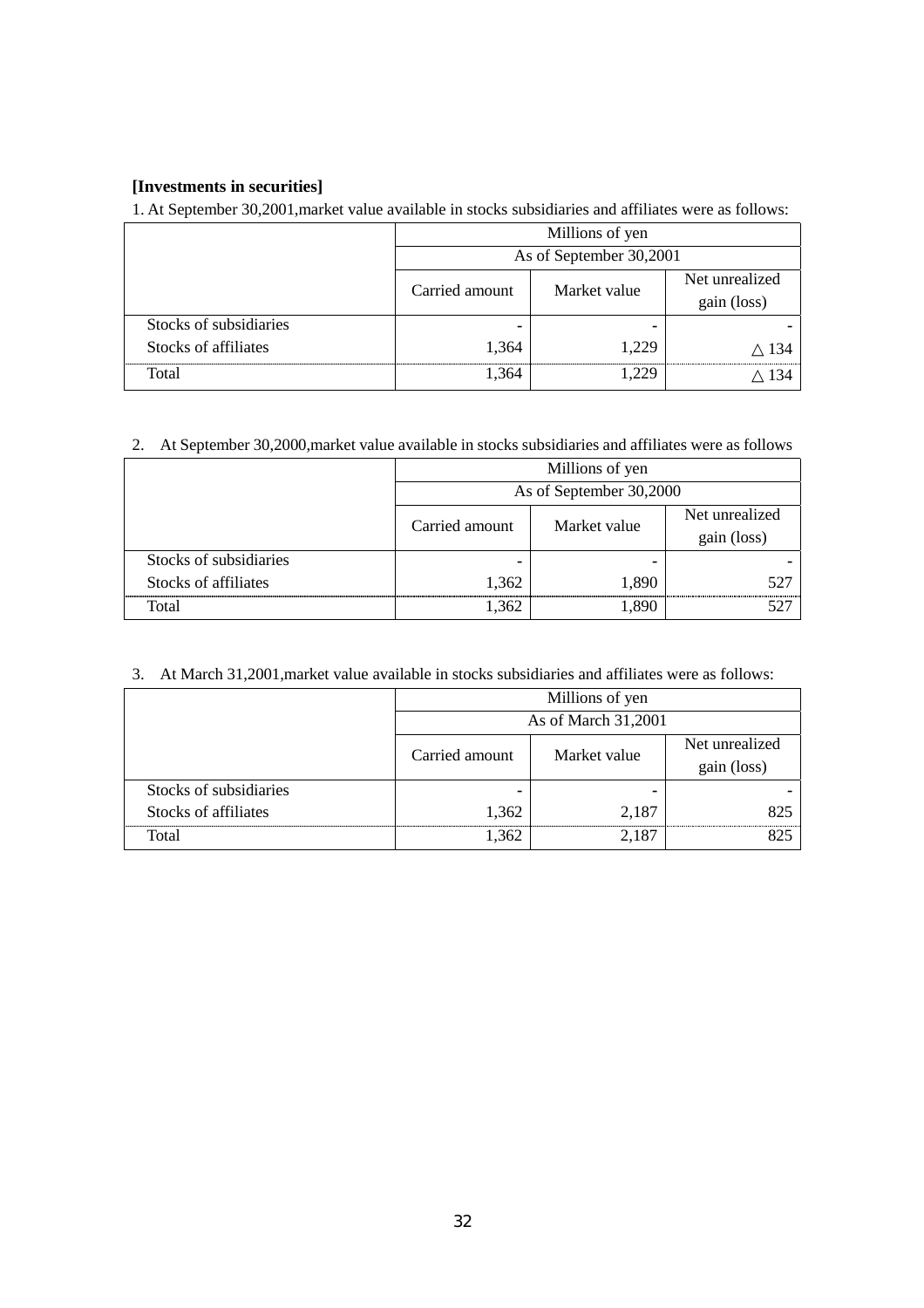**[Investments in securities]**

1. At September 30,2001,market value available in stocks subsidiaries and affiliates were as follows:

| | Millions of yen | | |
|---|---|---|---|
| | As of September 30,2001 | | |
| | Carried amount | Market value | Net unrealized gain (loss) |
| Stocks of subsidiaries | - | - | - |
| Stocks of affiliates | 1,364 | 1,229 | △ 134 |
| Total | 1,364 | 1,229 | △ 134 |

2. At September 30,2000,market value available in stocks subsidiaries and affiliates were as follows

| | Millions of yen | | |
|---|---|---|---|
| | As of September 30,2000 | | |
| | Carried amount | Market value | Net unrealized gain (loss) |
| Stocks of subsidiaries | - | - | - |
| Stocks of affiliates | 1,362 | 1,890 | 527 |
| Total | 1,362 | 1,890 | 527 |

3. At March 31,2001,market value available in stocks subsidiaries and affiliates were as follows:

| | Millions of yen | | |
|---|---|---|---|
| | As of March 31,2001 | | |
| | Carried amount | Market value | Net unrealized gain (loss) |
| Stocks of subsidiaries | - | - | - |
| Stocks of affiliates | 1,362 | 2,187 | 825 |
| Total | 1,362 | 2,187 | 825 |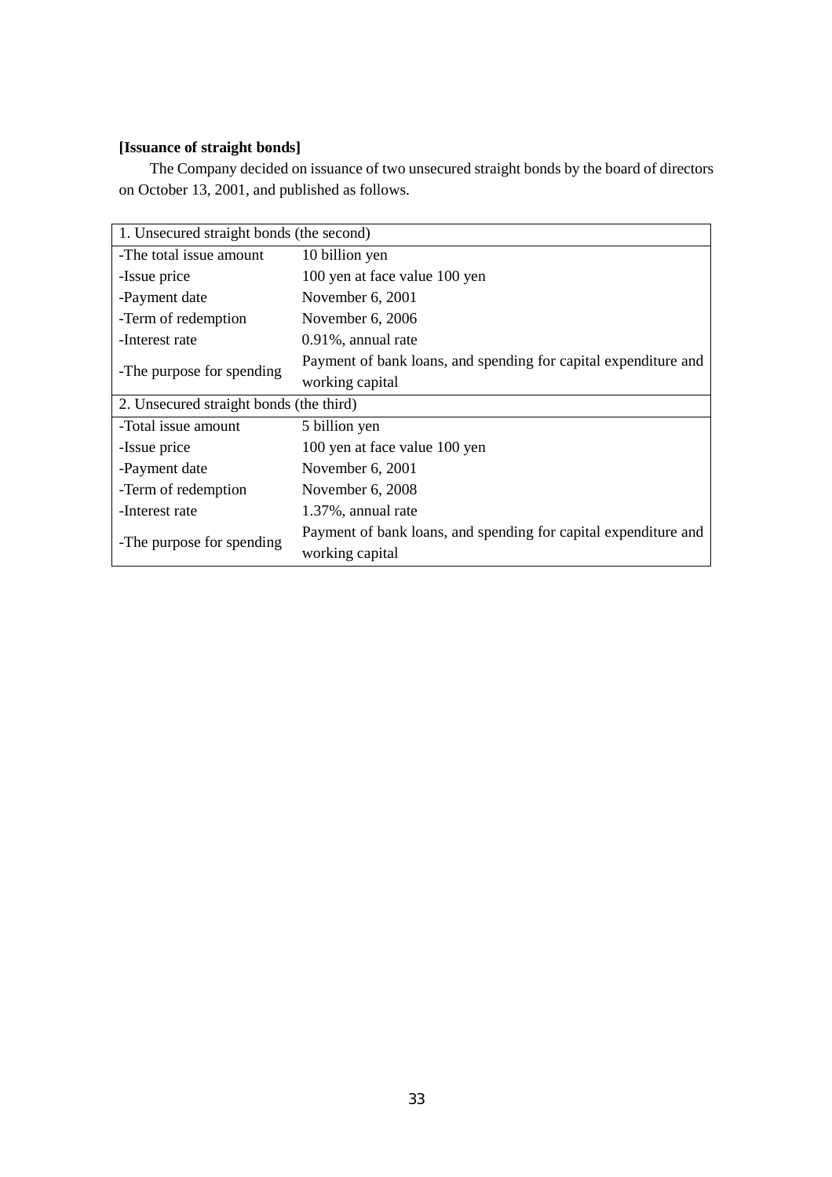**[Issuance of straight bonds]**

The Company decided on issuance of two unsecured straight bonds by the board of directors on October 13, 2001, and published as follows.

| | |
|---|---|
| 1. Unsecured straight bonds (the second) | |
| -The total issue amount | 10 billion yen |
| -Issue price | 100 yen at face value 100 yen |
| -Payment date | November 6, 2001 |
| -Term of redemption | November 6, 2006 |
| -Interest rate | 0.91%, annual rate |
| -The purpose for spending | Payment of bank loans, and spending for capital expenditure and working capital |
| 2. Unsecured straight bonds (the third) | |
| -Total issue amount | 5 billion yen |
| -Issue price | 100 yen at face value 100 yen |
| -Payment date | November 6, 2001 |
| -Term of redemption | November 6, 2008 |
| -Interest rate | 1.37%, annual rate |
| -The purpose for spending | Payment of bank loans, and spending for capital expenditure and working capital |